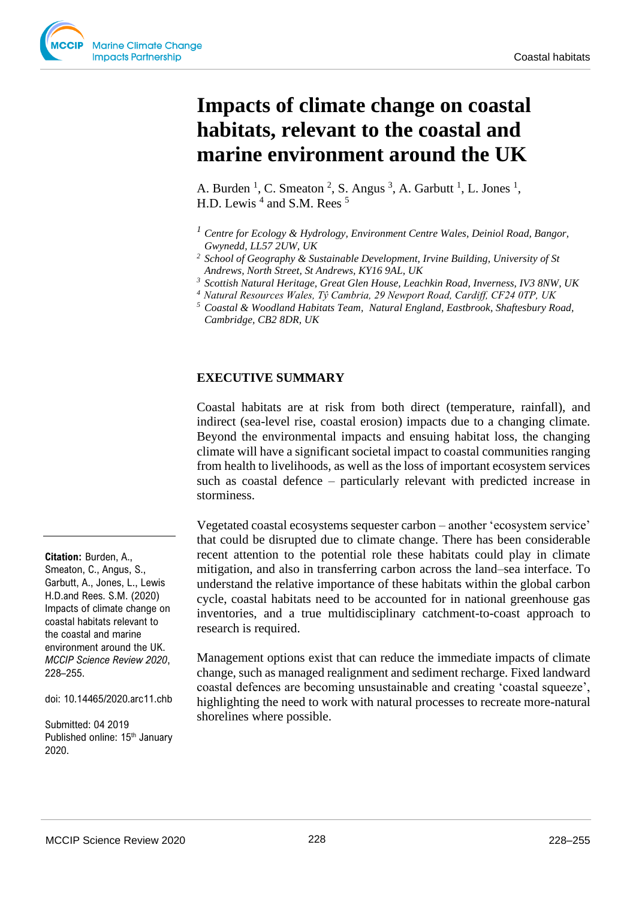# Impacts of climate change on coastal habitats, relevant to the coastal and marine environment around the UK

A. Burden [1], C. Smeaton [2], S. Angus [3], A. Garbutt [1], L. Jones [1], H.D. Lewis [4] and S.M. Rees [5]

[1] *Centre for Ecology & Hydrology, Environment Centre Wales, Deiniol Road, Bangor, Gwynedd, LL57 2UW, UK*

[2] *School of Geography & Sustainable Development, Irvine Building, University of St Andrews, North Street, St Andrews, KY16 9AL, UK*

[3] *Scottish Natural Heritage, Great Glen House, Leachkin Road, Inverness, IV3 8NW, UK*

[4] *Natural Resources Wales, Tŷ Cambria, 29 Newport Road, Cardiff, CF24 0TP, UK*

[5] *Coastal & Woodland Habitats Team, Natural England, Eastbrook, Shaftesbury Road, Cambridge, CB2 8DR, UK*

## EXECUTIVE SUMMARY

Coastal habitats are at risk from both direct (temperature, rainfall), and indirect (sea-level rise, coastal erosion) impacts due to a changing climate. Beyond the environmental impacts and ensuing habitat loss, the changing climate will have a significant societal impact to coastal communities ranging from health to livelihoods, as well as the loss of important ecosystem services such as coastal defence – particularly relevant with predicted increase in storminess.

Vegetated coastal ecosystems sequester carbon – another 'ecosystem service' that could be disrupted due to climate change. There has been considerable recent attention to the potential role these habitats could play in climate mitigation, and also in transferring carbon across the land–sea interface. To understand the relative importance of these habitats within the global carbon cycle, coastal habitats need to be accounted for in national greenhouse gas inventories, and a true multidisciplinary catchment-to-coast approach to research is required.

Management options exist that can reduce the immediate impacts of climate change, such as managed realignment and sediment recharge. Fixed landward coastal defences are becoming unsustainable and creating 'coastal squeeze', highlighting the need to work with natural processes to recreate more-natural shorelines where possible.

**Citation:** Burden, A., Smeaton, C., Angus, S., Garbutt, A., Jones, L., Lewis H.D.and Rees. S.M. (2020) Impacts of climate change on coastal habitats relevant to the coastal and marine environment around the UK. *MCCIP Science Review 2020*, 228–255.

doi: 10.14465/2020.arc11.chb

Submitted: 04 2019
Published online: 15th January 2020.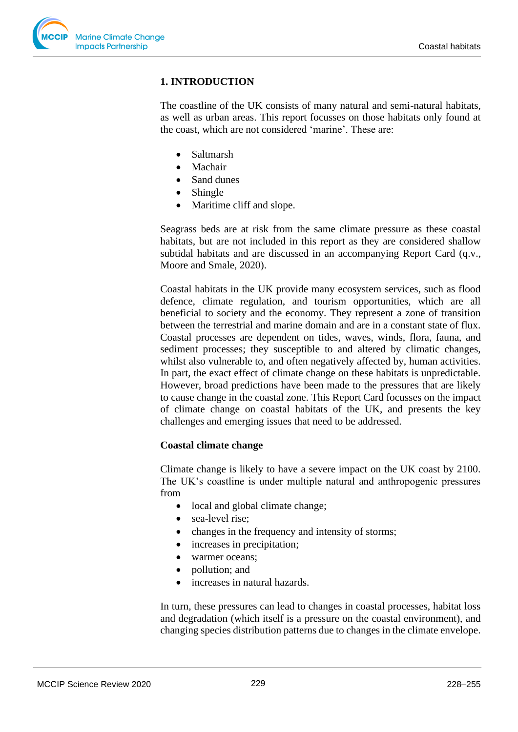## 1. INTRODUCTION

The coastline of the UK consists of many natural and semi-natural habitats, as well as urban areas. This report focusses on those habitats only found at the coast, which are not considered 'marine'. These are:

- Saltmarsh
- Machair
- Sand dunes
- Shingle
- Maritime cliff and slope.

Seagrass beds are at risk from the same climate pressure as these coastal habitats, but are not included in this report as they are considered shallow subtidal habitats and are discussed in an accompanying Report Card (q.v., Moore and Smale, 2020).

Coastal habitats in the UK provide many ecosystem services, such as flood defence, climate regulation, and tourism opportunities, which are all beneficial to society and the economy. They represent a zone of transition between the terrestrial and marine domain and are in a constant state of flux. Coastal processes are dependent on tides, waves, winds, flora, fauna, and sediment processes; they susceptible to and altered by climatic changes, whilst also vulnerable to, and often negatively affected by, human activities. In part, the exact effect of climate change on these habitats is unpredictable. However, broad predictions have been made to the pressures that are likely to cause change in the coastal zone. This Report Card focusses on the impact of climate change on coastal habitats of the UK, and presents the key challenges and emerging issues that need to be addressed.

### Coastal climate change

Climate change is likely to have a severe impact on the UK coast by 2100. The UK's coastline is under multiple natural and anthropogenic pressures from

- local and global climate change;
- sea-level rise;
- changes in the frequency and intensity of storms;
- increases in precipitation;
- warmer oceans;
- pollution; and
- increases in natural hazards.

In turn, these pressures can lead to changes in coastal processes, habitat loss and degradation (which itself is a pressure on the coastal environment), and changing species distribution patterns due to changes in the climate envelope.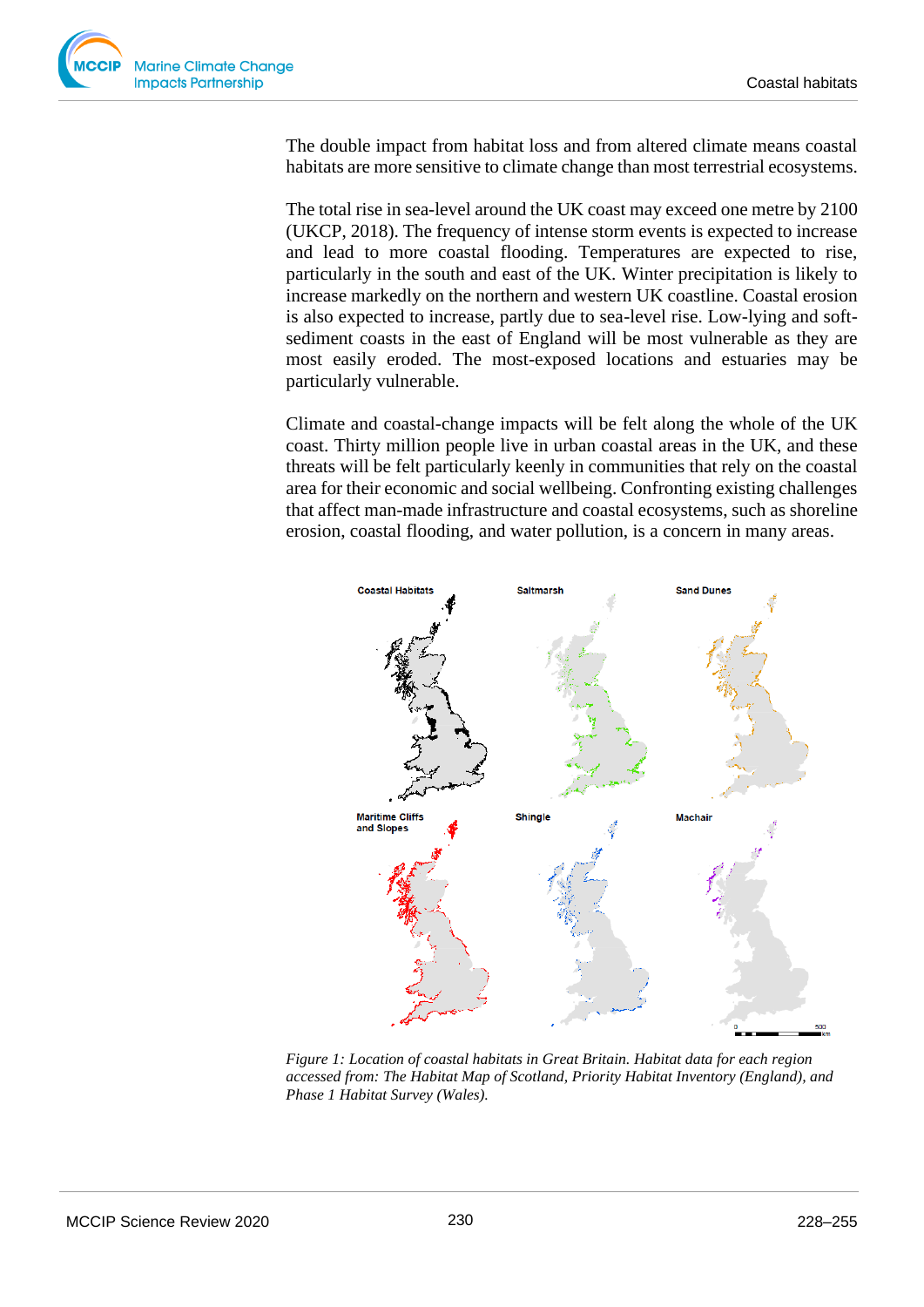The double impact from habitat loss and from altered climate means coastal habitats are more sensitive to climate change than most terrestrial ecosystems.

The total rise in sea-level around the UK coast may exceed one metre by 2100 (UKCP, 2018). The frequency of intense storm events is expected to increase and lead to more coastal flooding. Temperatures are expected to rise, particularly in the south and east of the UK. Winter precipitation is likely to increase markedly on the northern and western UK coastline. Coastal erosion is also expected to increase, partly due to sea-level rise. Low-lying and soft-sediment coasts in the east of England will be most vulnerable as they are most easily eroded. The most-exposed locations and estuaries may be particularly vulnerable.

Climate and coastal-change impacts will be felt along the whole of the UK coast. Thirty million people live in urban coastal areas in the UK, and these threats will be felt particularly keenly in communities that rely on the coastal area for their economic and social wellbeing. Confronting existing challenges that affect man-made infrastructure and coastal ecosystems, such as shoreline erosion, coastal flooding, and water pollution, is a concern in many areas.

*Figure 1: Location of coastal habitats in Great Britain. Habitat data for each region accessed from: The Habitat Map of Scotland, Priority Habitat Inventory (England), and Phase 1 Habitat Survey (Wales).*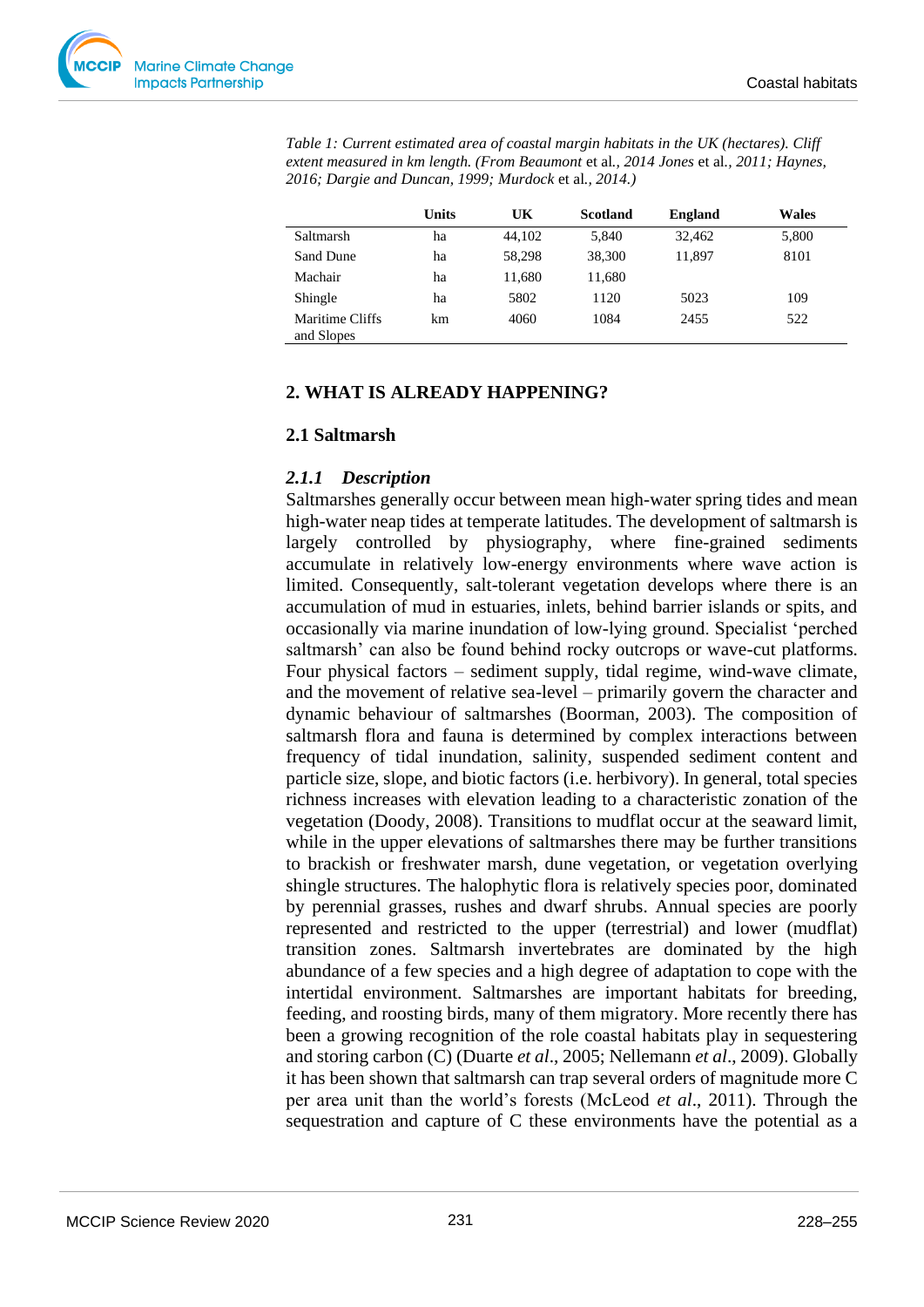*Table 1: Current estimated area of coastal margin habitats in the UK (hectares). Cliff extent measured in km length. (From Beaumont* et al.*, 2014 Jones* et al.*, 2011; Haynes, 2016; Dargie and Duncan, 1999; Murdock* et al.*, 2014.)*

| | Units | UK | Scotland | England | Wales |
|---|---|---|---|---|---|
| Saltmarsh | ha | 44,102 | 5,840 | 32,462 | 5,800 |
| Sand Dune | ha | 58,298 | 38,300 | 11,897 | 8101 |
| Machair | ha | 11,680 | 11,680 | | |
| Shingle | ha | 5802 | 1120 | 5023 | 109 |
| Maritime Cliffs and Slopes | km | 4060 | 1084 | 2455 | 522 |

## 2. WHAT IS ALREADY HAPPENING?

### 2.1 Saltmarsh

#### *2.1.1 Description*

Saltmarshes generally occur between mean high-water spring tides and mean high-water neap tides at temperate latitudes. The development of saltmarsh is largely controlled by physiography, where fine-grained sediments accumulate in relatively low-energy environments where wave action is limited. Consequently, salt-tolerant vegetation develops where there is an accumulation of mud in estuaries, inlets, behind barrier islands or spits, and occasionally via marine inundation of low-lying ground. Specialist 'perched saltmarsh' can also be found behind rocky outcrops or wave-cut platforms. Four physical factors – sediment supply, tidal regime, wind-wave climate, and the movement of relative sea-level – primarily govern the character and dynamic behaviour of saltmarshes (Boorman, 2003). The composition of saltmarsh flora and fauna is determined by complex interactions between frequency of tidal inundation, salinity, suspended sediment content and particle size, slope, and biotic factors (i.e. herbivory). In general, total species richness increases with elevation leading to a characteristic zonation of the vegetation (Doody, 2008). Transitions to mudflat occur at the seaward limit, while in the upper elevations of saltmarshes there may be further transitions to brackish or freshwater marsh, dune vegetation, or vegetation overlying shingle structures. The halophytic flora is relatively species poor, dominated by perennial grasses, rushes and dwarf shrubs. Annual species are poorly represented and restricted to the upper (terrestrial) and lower (mudflat) transition zones. Saltmarsh invertebrates are dominated by the high abundance of a few species and a high degree of adaptation to cope with the intertidal environment. Saltmarshes are important habitats for breeding, feeding, and roosting birds, many of them migratory. More recently there has been a growing recognition of the role coastal habitats play in sequestering and storing carbon (C) (Duarte *et al*., 2005; Nellemann *et al*., 2009). Globally it has been shown that saltmarsh can trap several orders of magnitude more C per area unit than the world's forests (McLeod *et al*., 2011). Through the sequestration and capture of C these environments have the potential as a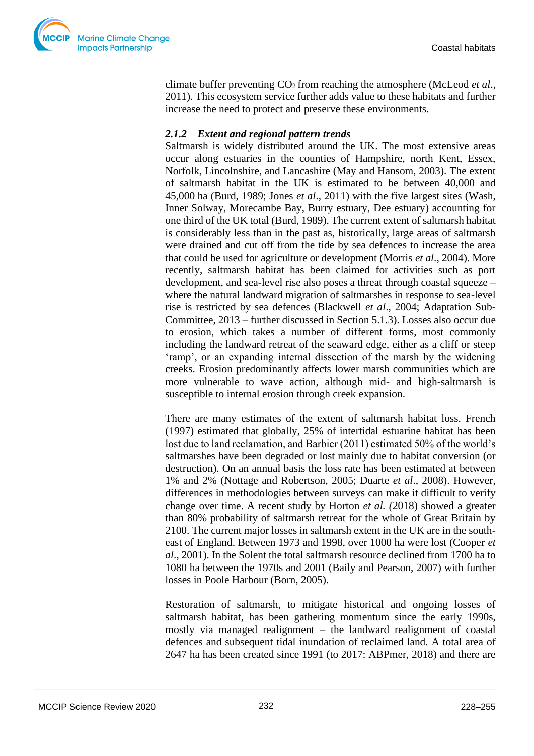climate buffer preventing $CO_2$ from reaching the atmosphere (McLeod *et al*., 2011). This ecosystem service further adds value to these habitats and further increase the need to protect and preserve these environments.

### *2.1.2 Extent and regional pattern trends*

Saltmarsh is widely distributed around the UK. The most extensive areas occur along estuaries in the counties of Hampshire, north Kent, Essex, Norfolk, Lincolnshire, and Lancashire (May and Hansom, 2003). The extent of saltmarsh habitat in the UK is estimated to be between 40,000 and 45,000 ha (Burd, 1989; Jones *et al*., 2011) with the five largest sites (Wash, Inner Solway, Morecambe Bay, Burry estuary, Dee estuary) accounting for one third of the UK total (Burd, 1989). The current extent of saltmarsh habitat is considerably less than in the past as, historically, large areas of saltmarsh were drained and cut off from the tide by sea defences to increase the area that could be used for agriculture or development (Morris *et al*., 2004). More recently, saltmarsh habitat has been claimed for activities such as port development, and sea-level rise also poses a threat through coastal squeeze – where the natural landward migration of saltmarshes in response to sea-level rise is restricted by sea defences (Blackwell *et al*., 2004; Adaptation Sub-Committee, 2013 – further discussed in Section 5.1.3). Losses also occur due to erosion, which takes a number of different forms, most commonly including the landward retreat of the seaward edge, either as a cliff or steep 'ramp', or an expanding internal dissection of the marsh by the widening creeks. Erosion predominantly affects lower marsh communities which are more vulnerable to wave action, although mid- and high-saltmarsh is susceptible to internal erosion through creek expansion.

There are many estimates of the extent of saltmarsh habitat loss. French (1997) estimated that globally, 25% of intertidal estuarine habitat has been lost due to land reclamation, and Barbier (2011) estimated 50% of the world's saltmarshes have been degraded or lost mainly due to habitat conversion (or destruction). On an annual basis the loss rate has been estimated at between 1% and 2% (Nottage and Robertson, 2005; Duarte *et al*., 2008). However, differences in methodologies between surveys can make it difficult to verify change over time. A recent study by Horton *et al. (*2018) showed a greater than 80% probability of saltmarsh retreat for the whole of Great Britain by 2100. The current major losses in saltmarsh extent in the UK are in the south-east of England. Between 1973 and 1998, over 1000 ha were lost (Cooper *et al*., 2001). In the Solent the total saltmarsh resource declined from 1700 ha to 1080 ha between the 1970s and 2001 (Baily and Pearson, 2007) with further losses in Poole Harbour (Born, 2005).

Restoration of saltmarsh, to mitigate historical and ongoing losses of saltmarsh habitat, has been gathering momentum since the early 1990s, mostly via managed realignment – the landward realignment of coastal defences and subsequent tidal inundation of reclaimed land. A total area of 2647 ha has been created since 1991 (to 2017: ABPmer, 2018) and there are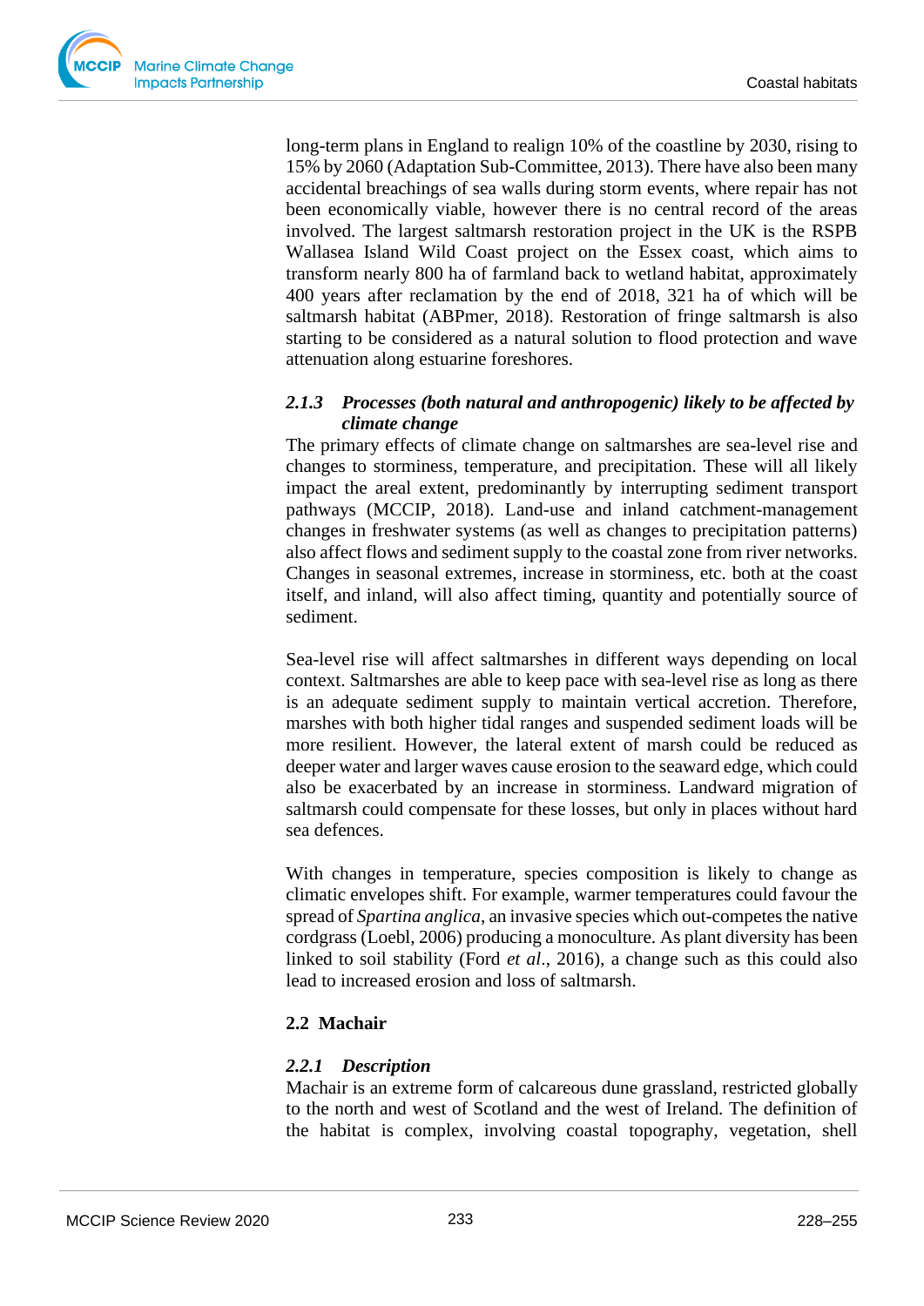long-term plans in England to realign 10% of the coastline by 2030, rising to 15% by 2060 (Adaptation Sub-Committee, 2013). There have also been many accidental breachings of sea walls during storm events, where repair has not been economically viable, however there is no central record of the areas involved. The largest saltmarsh restoration project in the UK is the RSPB Wallasea Island Wild Coast project on the Essex coast, which aims to transform nearly 800 ha of farmland back to wetland habitat, approximately 400 years after reclamation by the end of 2018, 321 ha of which will be saltmarsh habitat (ABPmer, 2018). Restoration of fringe saltmarsh is also starting to be considered as a natural solution to flood protection and wave attenuation along estuarine foreshores.

#### *2.1.3 Processes (both natural and anthropogenic) likely to be affected by climate change*

The primary effects of climate change on saltmarshes are sea-level rise and changes to storminess, temperature, and precipitation. These will all likely impact the areal extent, predominantly by interrupting sediment transport pathways (MCCIP, 2018). Land-use and inland catchment-management changes in freshwater systems (as well as changes to precipitation patterns) also affect flows and sediment supply to the coastal zone from river networks. Changes in seasonal extremes, increase in storminess, etc. both at the coast itself, and inland, will also affect timing, quantity and potentially source of sediment.

Sea-level rise will affect saltmarshes in different ways depending on local context. Saltmarshes are able to keep pace with sea-level rise as long as there is an adequate sediment supply to maintain vertical accretion. Therefore, marshes with both higher tidal ranges and suspended sediment loads will be more resilient. However, the lateral extent of marsh could be reduced as deeper water and larger waves cause erosion to the seaward edge, which could also be exacerbated by an increase in storminess. Landward migration of saltmarsh could compensate for these losses, but only in places without hard sea defences.

With changes in temperature, species composition is likely to change as climatic envelopes shift. For example, warmer temperatures could favour the spread of *Spartina anglica*, an invasive species which out-competes the native cordgrass (Loebl, 2006) producing a monoculture. As plant diversity has been linked to soil stability (Ford *et al*., 2016), a change such as this could also lead to increased erosion and loss of saltmarsh.

### 2.2 Machair

#### *2.2.1 Description*

Machair is an extreme form of calcareous dune grassland, restricted globally to the north and west of Scotland and the west of Ireland. The definition of the habitat is complex, involving coastal topography, vegetation, shell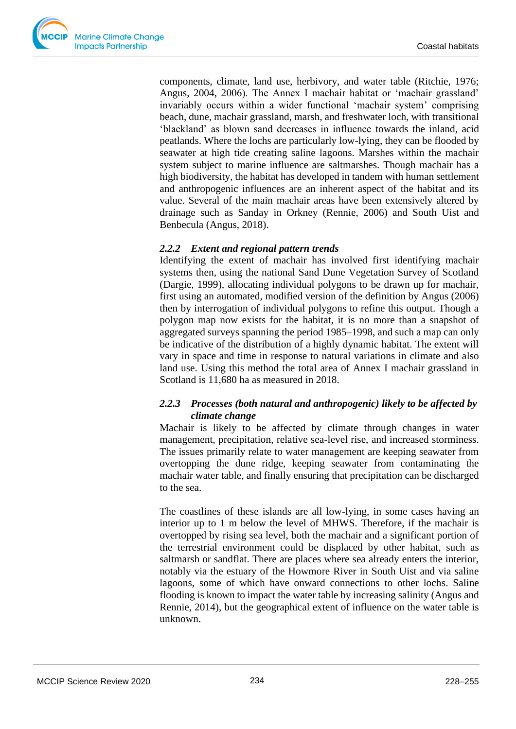components, climate, land use, herbivory, and water table (Ritchie, 1976; Angus, 2004, 2006). The Annex I machair habitat or 'machair grassland' invariably occurs within a wider functional 'machair system' comprising beach, dune, machair grassland, marsh, and freshwater loch, with transitional 'blackland' as blown sand decreases in influence towards the inland, acid peatlands. Where the lochs are particularly low-lying, they can be flooded by seawater at high tide creating saline lagoons. Marshes within the machair system subject to marine influence are saltmarshes. Though machair has a high biodiversity, the habitat has developed in tandem with human settlement and anthropogenic influences are an inherent aspect of the habitat and its value. Several of the main machair areas have been extensively altered by drainage such as Sanday in Orkney (Rennie, 2006) and South Uist and Benbecula (Angus, 2018).

### *2.2.2 Extent and regional pattern trends*

Identifying the extent of machair has involved first identifying machair systems then, using the national Sand Dune Vegetation Survey of Scotland (Dargie, 1999), allocating individual polygons to be drawn up for machair, first using an automated, modified version of the definition by Angus (2006) then by interrogation of individual polygons to refine this output. Though a polygon map now exists for the habitat, it is no more than a snapshot of aggregated surveys spanning the period 1985–1998, and such a map can only be indicative of the distribution of a highly dynamic habitat. The extent will vary in space and time in response to natural variations in climate and also land use. Using this method the total area of Annex I machair grassland in Scotland is 11,680 ha as measured in 2018.

### *2.2.3 Processes (both natural and anthropogenic) likely to be affected by climate change*

Machair is likely to be affected by climate through changes in water management, precipitation, relative sea-level rise, and increased storminess. The issues primarily relate to water management are keeping seawater from overtopping the dune ridge, keeping seawater from contaminating the machair water table, and finally ensuring that precipitation can be discharged to the sea.

The coastlines of these islands are all low-lying, in some cases having an interior up to 1 m below the level of MHWS. Therefore, if the machair is overtopped by rising sea level, both the machair and a significant portion of the terrestrial environment could be displaced by other habitat, such as saltmarsh or sandflat. There are places where sea already enters the interior, notably via the estuary of the Howmore River in South Uist and via saline lagoons, some of which have onward connections to other lochs. Saline flooding is known to impact the water table by increasing salinity (Angus and Rennie, 2014), but the geographical extent of influence on the water table is unknown.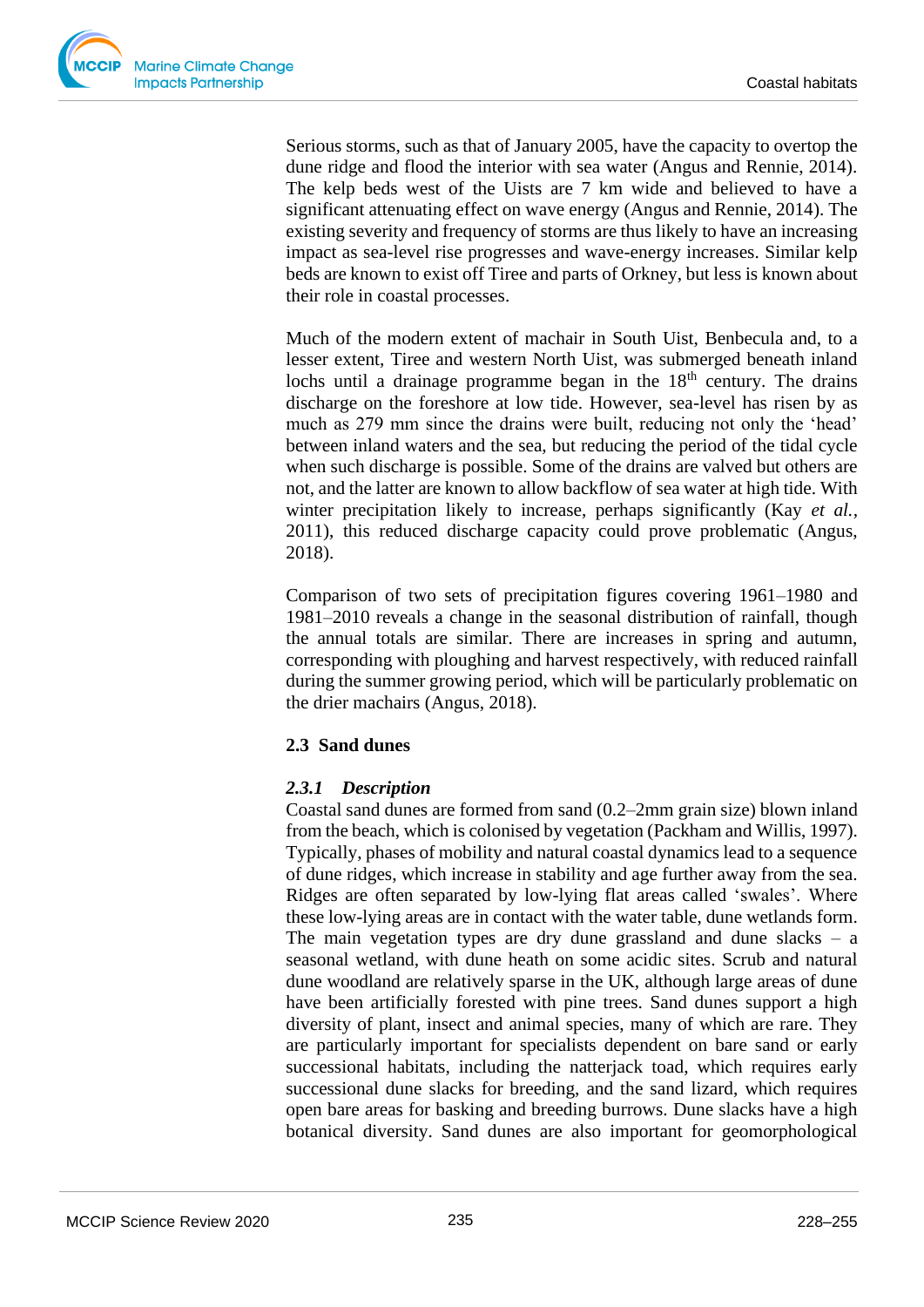Serious storms, such as that of January 2005, have the capacity to overtop the dune ridge and flood the interior with sea water (Angus and Rennie, 2014). The kelp beds west of the Uists are 7 km wide and believed to have a significant attenuating effect on wave energy (Angus and Rennie, 2014). The existing severity and frequency of storms are thus likely to have an increasing impact as sea-level rise progresses and wave-energy increases. Similar kelp beds are known to exist off Tiree and parts of Orkney, but less is known about their role in coastal processes.

Much of the modern extent of machair in South Uist, Benbecula and, to a lesser extent, Tiree and western North Uist, was submerged beneath inland lochs until a drainage programme began in the 18th century. The drains discharge on the foreshore at low tide. However, sea-level has risen by as much as 279 mm since the drains were built, reducing not only the 'head' between inland waters and the sea, but reducing the period of the tidal cycle when such discharge is possible. Some of the drains are valved but others are not, and the latter are known to allow backflow of sea water at high tide. With winter precipitation likely to increase, perhaps significantly (Kay *et al.*, 2011), this reduced discharge capacity could prove problematic (Angus, 2018).

Comparison of two sets of precipitation figures covering 1961–1980 and 1981–2010 reveals a change in the seasonal distribution of rainfall, though the annual totals are similar. There are increases in spring and autumn, corresponding with ploughing and harvest respectively, with reduced rainfall during the summer growing period, which will be particularly problematic on the drier machairs (Angus, 2018).

## 2.3 Sand dunes

### *2.3.1 Description*

Coastal sand dunes are formed from sand (0.2–2mm grain size) blown inland from the beach, which is colonised by vegetation (Packham and Willis, 1997). Typically, phases of mobility and natural coastal dynamics lead to a sequence of dune ridges, which increase in stability and age further away from the sea. Ridges are often separated by low-lying flat areas called 'swales'. Where these low-lying areas are in contact with the water table, dune wetlands form. The main vegetation types are dry dune grassland and dune slacks – a seasonal wetland, with dune heath on some acidic sites. Scrub and natural dune woodland are relatively sparse in the UK, although large areas of dune have been artificially forested with pine trees. Sand dunes support a high diversity of plant, insect and animal species, many of which are rare. They are particularly important for specialists dependent on bare sand or early successional habitats, including the natterjack toad, which requires early successional dune slacks for breeding, and the sand lizard, which requires open bare areas for basking and breeding burrows. Dune slacks have a high botanical diversity. Sand dunes are also important for geomorphological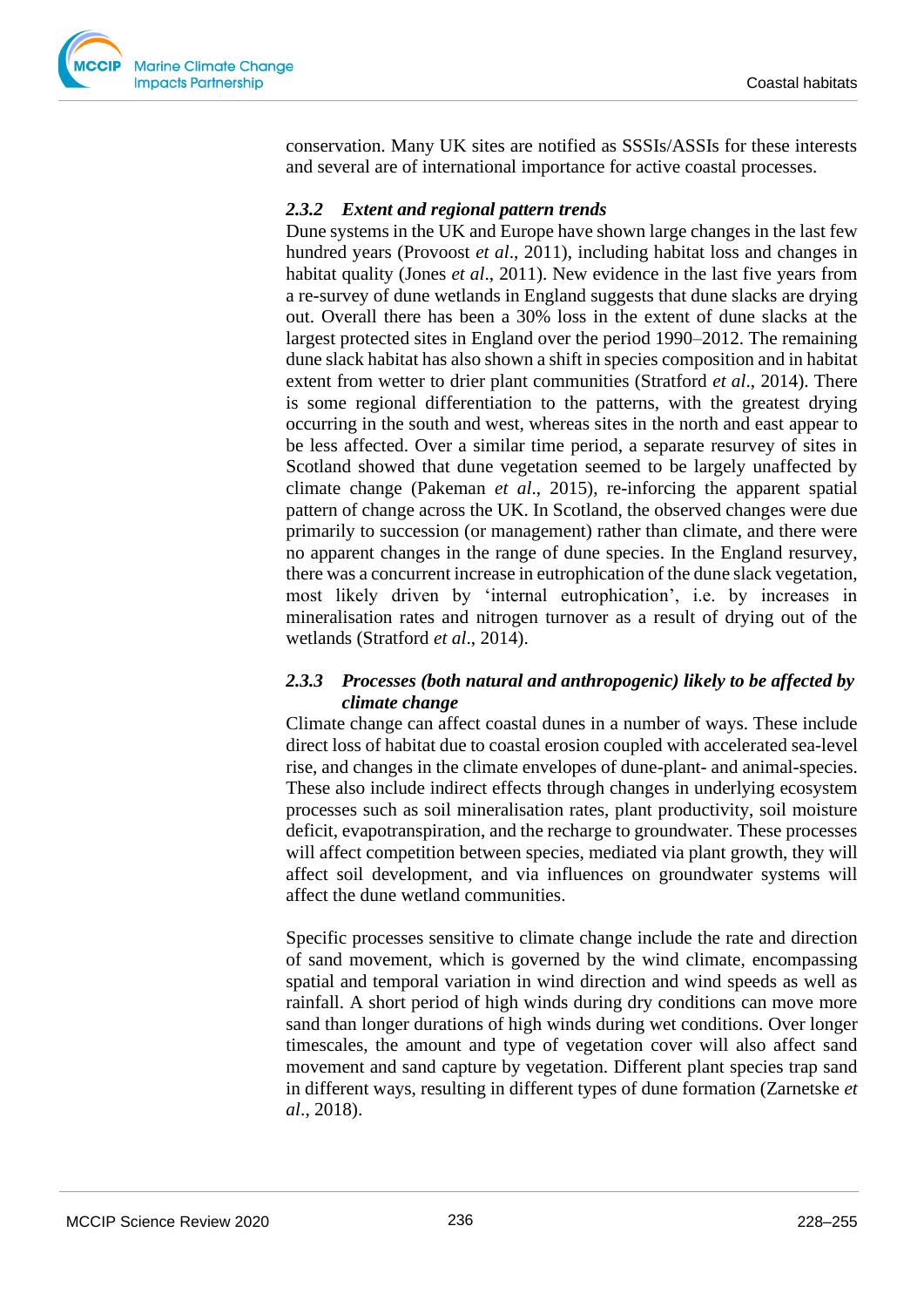conservation. Many UK sites are notified as SSSIs/ASSIs for these interests and several are of international importance for active coastal processes.

### *2.3.2 Extent and regional pattern trends*

Dune systems in the UK and Europe have shown large changes in the last few hundred years (Provoost *et al*., 2011), including habitat loss and changes in habitat quality (Jones *et al*., 2011). New evidence in the last five years from a re-survey of dune wetlands in England suggests that dune slacks are drying out. Overall there has been a 30% loss in the extent of dune slacks at the largest protected sites in England over the period 1990–2012. The remaining dune slack habitat has also shown a shift in species composition and in habitat extent from wetter to drier plant communities (Stratford *et al*., 2014). There is some regional differentiation to the patterns, with the greatest drying occurring in the south and west, whereas sites in the north and east appear to be less affected. Over a similar time period, a separate resurvey of sites in Scotland showed that dune vegetation seemed to be largely unaffected by climate change (Pakeman *et al*., 2015), re-inforcing the apparent spatial pattern of change across the UK. In Scotland, the observed changes were due primarily to succession (or management) rather than climate, and there were no apparent changes in the range of dune species. In the England resurvey, there was a concurrent increase in eutrophication of the dune slack vegetation, most likely driven by 'internal eutrophication', i.e. by increases in mineralisation rates and nitrogen turnover as a result of drying out of the wetlands (Stratford *et al*., 2014).

### *2.3.3 Processes (both natural and anthropogenic) likely to be affected by climate change*

Climate change can affect coastal dunes in a number of ways. These include direct loss of habitat due to coastal erosion coupled with accelerated sea-level rise, and changes in the climate envelopes of dune-plant- and animal-species. These also include indirect effects through changes in underlying ecosystem processes such as soil mineralisation rates, plant productivity, soil moisture deficit, evapotranspiration, and the recharge to groundwater. These processes will affect competition between species, mediated via plant growth, they will affect soil development, and via influences on groundwater systems will affect the dune wetland communities.

Specific processes sensitive to climate change include the rate and direction of sand movement, which is governed by the wind climate, encompassing spatial and temporal variation in wind direction and wind speeds as well as rainfall. A short period of high winds during dry conditions can move more sand than longer durations of high winds during wet conditions. Over longer timescales, the amount and type of vegetation cover will also affect sand movement and sand capture by vegetation. Different plant species trap sand in different ways, resulting in different types of dune formation (Zarnetske *et al*., 2018).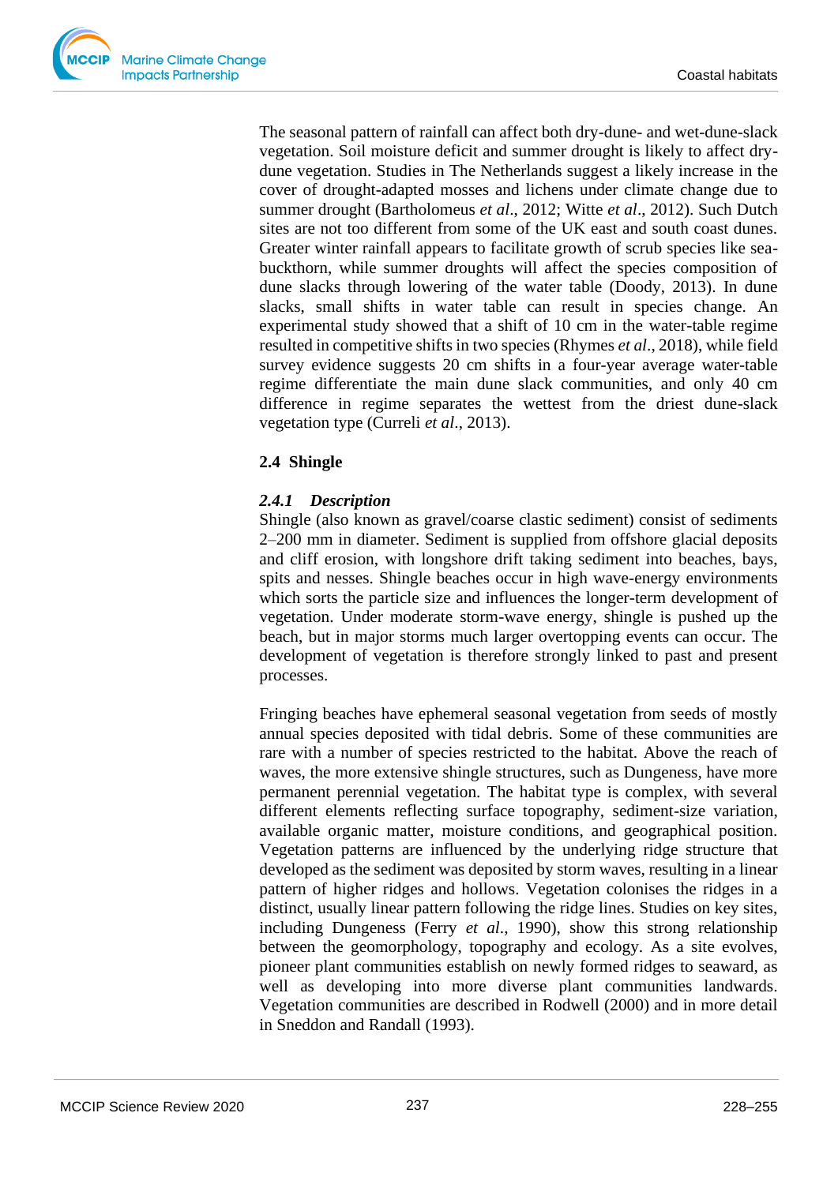The seasonal pattern of rainfall can affect both dry-dune- and wet-dune-slack vegetation. Soil moisture deficit and summer drought is likely to affect dry-dune vegetation. Studies in The Netherlands suggest a likely increase in the cover of drought-adapted mosses and lichens under climate change due to summer drought (Bartholomeus *et al*., 2012; Witte *et al*., 2012). Such Dutch sites are not too different from some of the UK east and south coast dunes. Greater winter rainfall appears to facilitate growth of scrub species like sea-buckthorn, while summer droughts will affect the species composition of dune slacks through lowering of the water table (Doody, 2013). In dune slacks, small shifts in water table can result in species change. An experimental study showed that a shift of 10 cm in the water-table regime resulted in competitive shifts in two species (Rhymes *et al*., 2018), while field survey evidence suggests 20 cm shifts in a four-year average water-table regime differentiate the main dune slack communities, and only 40 cm difference in regime separates the wettest from the driest dune-slack vegetation type (Curreli *et al*., 2013).

## 2.4 Shingle

### *2.4.1 Description*

Shingle (also known as gravel/coarse clastic sediment) consist of sediments 2–200 mm in diameter. Sediment is supplied from offshore glacial deposits and cliff erosion, with longshore drift taking sediment into beaches, bays, spits and nesses. Shingle beaches occur in high wave-energy environments which sorts the particle size and influences the longer-term development of vegetation. Under moderate storm-wave energy, shingle is pushed up the beach, but in major storms much larger overtopping events can occur. The development of vegetation is therefore strongly linked to past and present processes.

Fringing beaches have ephemeral seasonal vegetation from seeds of mostly annual species deposited with tidal debris. Some of these communities are rare with a number of species restricted to the habitat. Above the reach of waves, the more extensive shingle structures, such as Dungeness, have more permanent perennial vegetation. The habitat type is complex, with several different elements reflecting surface topography, sediment-size variation, available organic matter, moisture conditions, and geographical position. Vegetation patterns are influenced by the underlying ridge structure that developed as the sediment was deposited by storm waves, resulting in a linear pattern of higher ridges and hollows. Vegetation colonises the ridges in a distinct, usually linear pattern following the ridge lines. Studies on key sites, including Dungeness (Ferry *et al.*, 1990), show this strong relationship between the geomorphology, topography and ecology. As a site evolves, pioneer plant communities establish on newly formed ridges to seaward, as well as developing into more diverse plant communities landwards. Vegetation communities are described in Rodwell (2000) and in more detail in Sneddon and Randall (1993).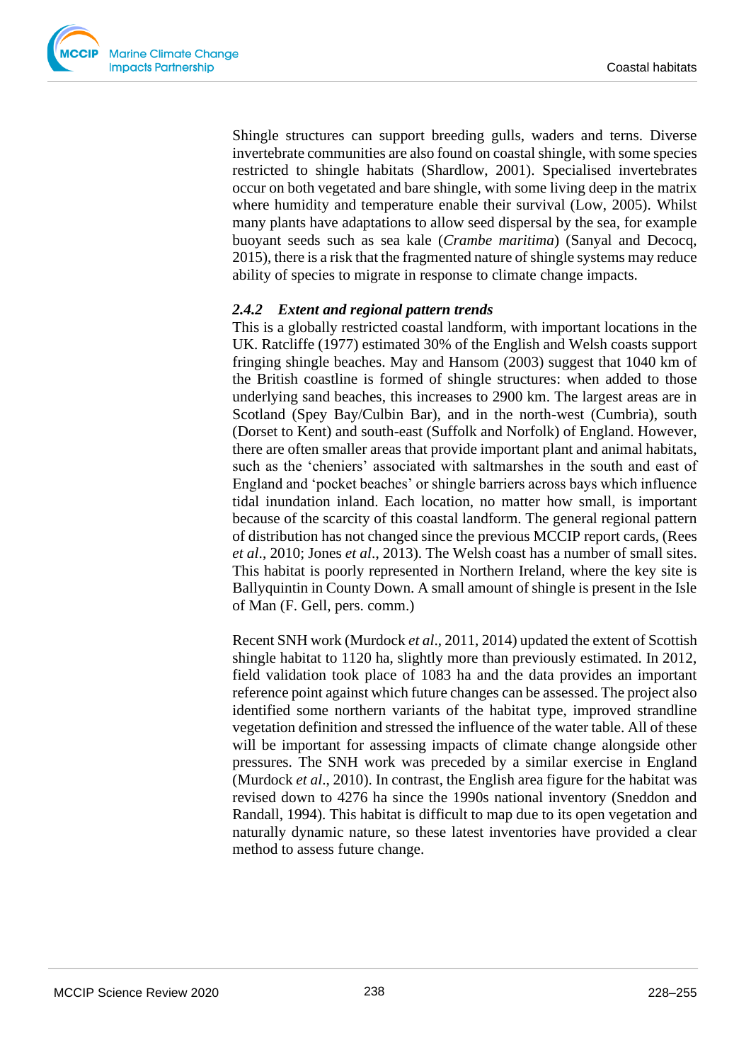Shingle structures can support breeding gulls, waders and terns. Diverse invertebrate communities are also found on coastal shingle, with some species restricted to shingle habitats (Shardlow, 2001). Specialised invertebrates occur on both vegetated and bare shingle, with some living deep in the matrix where humidity and temperature enable their survival (Low, 2005). Whilst many plants have adaptations to allow seed dispersal by the sea, for example buoyant seeds such as sea kale (*Crambe maritima*) (Sanyal and Decocq, 2015), there is a risk that the fragmented nature of shingle systems may reduce ability of species to migrate in response to climate change impacts.

### *2.4.2 Extent and regional pattern trends*

This is a globally restricted coastal landform, with important locations in the UK. Ratcliffe (1977) estimated 30% of the English and Welsh coasts support fringing shingle beaches. May and Hansom (2003) suggest that 1040 km of the British coastline is formed of shingle structures: when added to those underlying sand beaches, this increases to 2900 km. The largest areas are in Scotland (Spey Bay/Culbin Bar), and in the north-west (Cumbria), south (Dorset to Kent) and south-east (Suffolk and Norfolk) of England. However, there are often smaller areas that provide important plant and animal habitats, such as the 'cheniers' associated with saltmarshes in the south and east of England and 'pocket beaches' or shingle barriers across bays which influence tidal inundation inland. Each location, no matter how small, is important because of the scarcity of this coastal landform. The general regional pattern of distribution has not changed since the previous MCCIP report cards, (Rees *et al*., 2010; Jones *et al*., 2013). The Welsh coast has a number of small sites. This habitat is poorly represented in Northern Ireland, where the key site is Ballyquintin in County Down. A small amount of shingle is present in the Isle of Man (F. Gell, pers. comm.)

Recent SNH work (Murdock *et al*., 2011, 2014) updated the extent of Scottish shingle habitat to 1120 ha, slightly more than previously estimated. In 2012, field validation took place of 1083 ha and the data provides an important reference point against which future changes can be assessed. The project also identified some northern variants of the habitat type, improved strandline vegetation definition and stressed the influence of the water table. All of these will be important for assessing impacts of climate change alongside other pressures. The SNH work was preceded by a similar exercise in England (Murdock *et al*., 2010). In contrast, the English area figure for the habitat was revised down to 4276 ha since the 1990s national inventory (Sneddon and Randall, 1994). This habitat is difficult to map due to its open vegetation and naturally dynamic nature, so these latest inventories have provided a clear method to assess future change.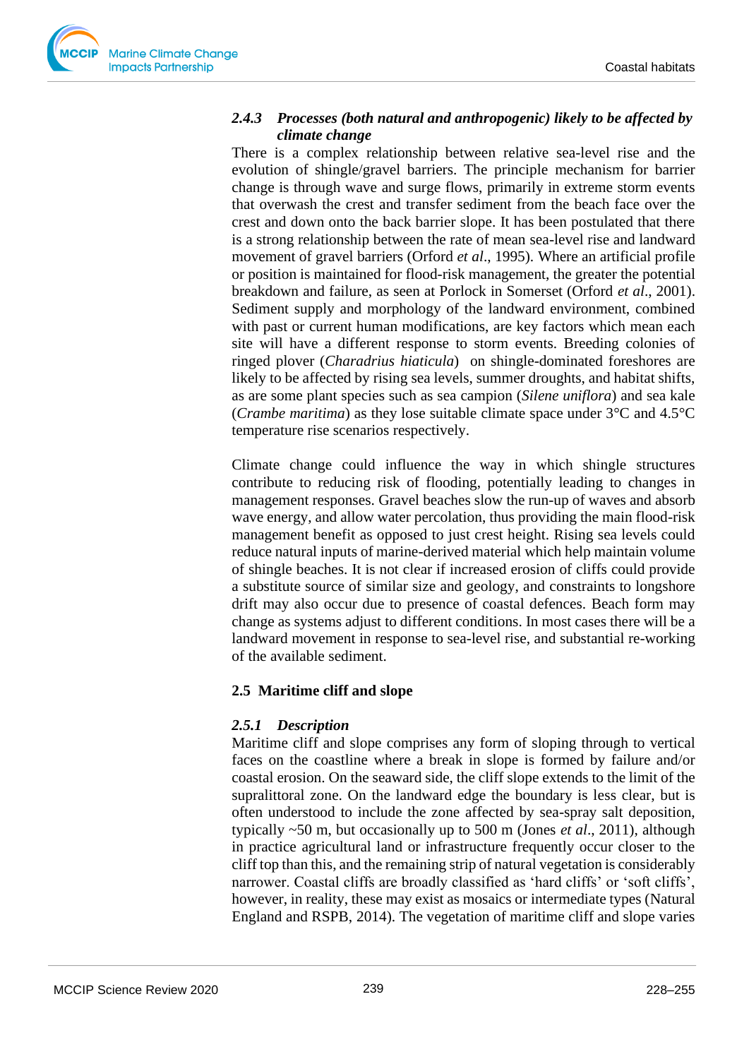### *2.4.3 Processes (both natural and anthropogenic) likely to be affected by climate change*

There is a complex relationship between relative sea-level rise and the evolution of shingle/gravel barriers. The principle mechanism for barrier change is through wave and surge flows, primarily in extreme storm events that overwash the crest and transfer sediment from the beach face over the crest and down onto the back barrier slope. It has been postulated that there is a strong relationship between the rate of mean sea-level rise and landward movement of gravel barriers (Orford *et al*., 1995). Where an artificial profile or position is maintained for flood-risk management, the greater the potential breakdown and failure, as seen at Porlock in Somerset (Orford *et al*., 2001). Sediment supply and morphology of the landward environment, combined with past or current human modifications, are key factors which mean each site will have a different response to storm events. Breeding colonies of ringed plover (*Charadrius hiaticula*) on shingle-dominated foreshores are likely to be affected by rising sea levels, summer droughts, and habitat shifts, as are some plant species such as sea campion (*Silene uniflora*) and sea kale (*Crambe maritima*) as they lose suitable climate space under 3°C and 4.5°C temperature rise scenarios respectively.

Climate change could influence the way in which shingle structures contribute to reducing risk of flooding, potentially leading to changes in management responses. Gravel beaches slow the run-up of waves and absorb wave energy, and allow water percolation, thus providing the main flood-risk management benefit as opposed to just crest height. Rising sea levels could reduce natural inputs of marine-derived material which help maintain volume of shingle beaches. It is not clear if increased erosion of cliffs could provide a substitute source of similar size and geology, and constraints to longshore drift may also occur due to presence of coastal defences. Beach form may change as systems adjust to different conditions. In most cases there will be a landward movement in response to sea-level rise, and substantial re-working of the available sediment.

## 2.5 Maritime cliff and slope

### *2.5.1 Description*

Maritime cliff and slope comprises any form of sloping through to vertical faces on the coastline where a break in slope is formed by failure and/or coastal erosion. On the seaward side, the cliff slope extends to the limit of the supralittoral zone. On the landward edge the boundary is less clear, but is often understood to include the zone affected by sea-spray salt deposition, typically ~50 m, but occasionally up to 500 m (Jones *et al*., 2011), although in practice agricultural land or infrastructure frequently occur closer to the cliff top than this, and the remaining strip of natural vegetation is considerably narrower. Coastal cliffs are broadly classified as 'hard cliffs' or 'soft cliffs', however, in reality, these may exist as mosaics or intermediate types (Natural England and RSPB, 2014). The vegetation of maritime cliff and slope varies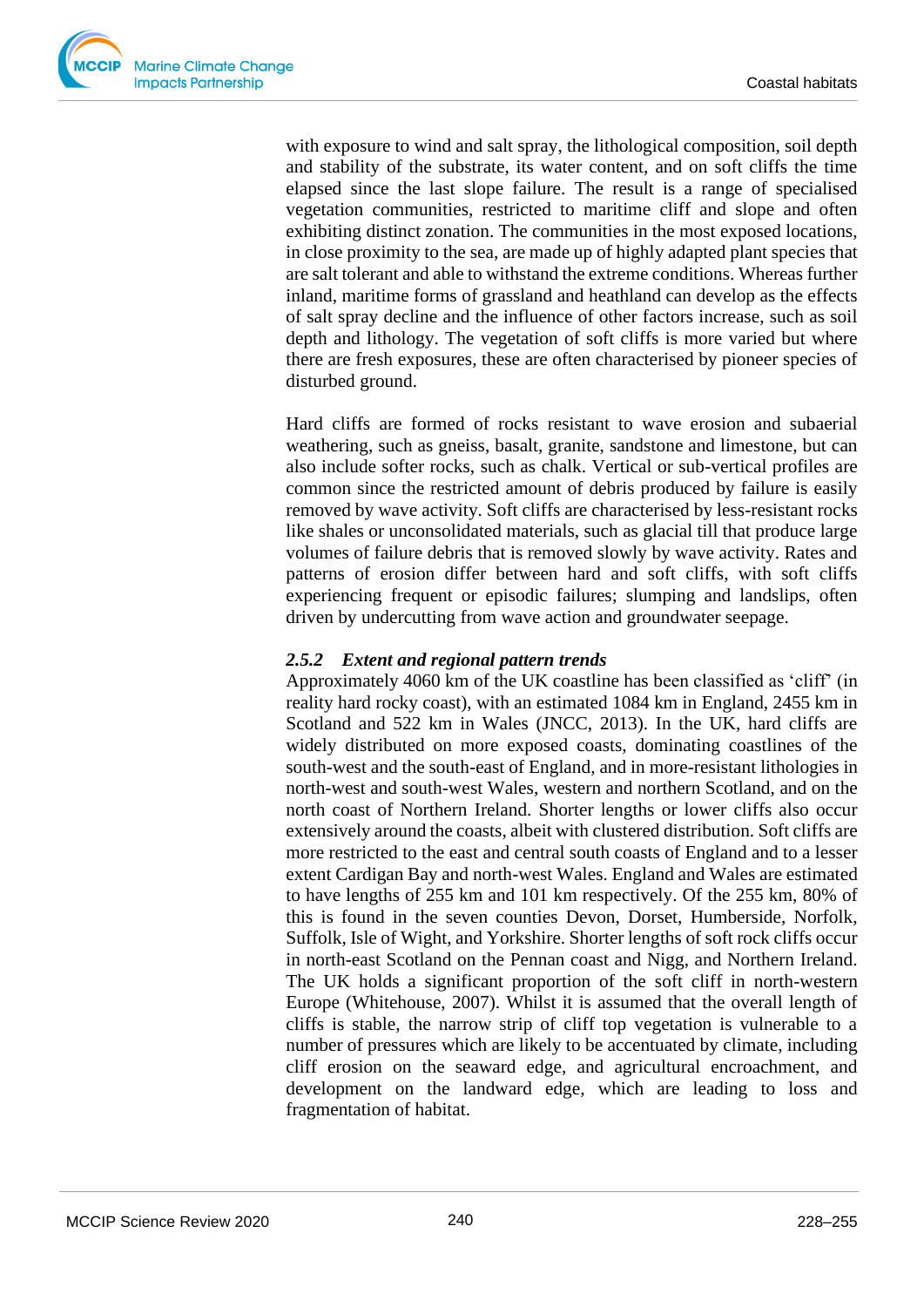with exposure to wind and salt spray, the lithological composition, soil depth and stability of the substrate, its water content, and on soft cliffs the time elapsed since the last slope failure. The result is a range of specialised vegetation communities, restricted to maritime cliff and slope and often exhibiting distinct zonation. The communities in the most exposed locations, in close proximity to the sea, are made up of highly adapted plant species that are salt tolerant and able to withstand the extreme conditions. Whereas further inland, maritime forms of grassland and heathland can develop as the effects of salt spray decline and the influence of other factors increase, such as soil depth and lithology. The vegetation of soft cliffs is more varied but where there are fresh exposures, these are often characterised by pioneer species of disturbed ground.

Hard cliffs are formed of rocks resistant to wave erosion and subaerial weathering, such as gneiss, basalt, granite, sandstone and limestone, but can also include softer rocks, such as chalk. Vertical or sub-vertical profiles are common since the restricted amount of debris produced by failure is easily removed by wave activity. Soft cliffs are characterised by less-resistant rocks like shales or unconsolidated materials, such as glacial till that produce large volumes of failure debris that is removed slowly by wave activity. Rates and patterns of erosion differ between hard and soft cliffs, with soft cliffs experiencing frequent or episodic failures; slumping and landslips, often driven by undercutting from wave action and groundwater seepage.

### *2.5.2 Extent and regional pattern trends*

Approximately 4060 km of the UK coastline has been classified as 'cliff' (in reality hard rocky coast), with an estimated 1084 km in England, 2455 km in Scotland and 522 km in Wales (JNCC, 2013). In the UK, hard cliffs are widely distributed on more exposed coasts, dominating coastlines of the south-west and the south-east of England, and in more-resistant lithologies in north-west and south-west Wales, western and northern Scotland, and on the north coast of Northern Ireland. Shorter lengths or lower cliffs also occur extensively around the coasts, albeit with clustered distribution. Soft cliffs are more restricted to the east and central south coasts of England and to a lesser extent Cardigan Bay and north-west Wales. England and Wales are estimated to have lengths of 255 km and 101 km respectively. Of the 255 km, 80% of this is found in the seven counties Devon, Dorset, Humberside, Norfolk, Suffolk, Isle of Wight, and Yorkshire. Shorter lengths of soft rock cliffs occur in north-east Scotland on the Pennan coast and Nigg, and Northern Ireland. The UK holds a significant proportion of the soft cliff in north-western Europe (Whitehouse, 2007). Whilst it is assumed that the overall length of cliffs is stable, the narrow strip of cliff top vegetation is vulnerable to a number of pressures which are likely to be accentuated by climate, including cliff erosion on the seaward edge, and agricultural encroachment, and development on the landward edge, which are leading to loss and fragmentation of habitat.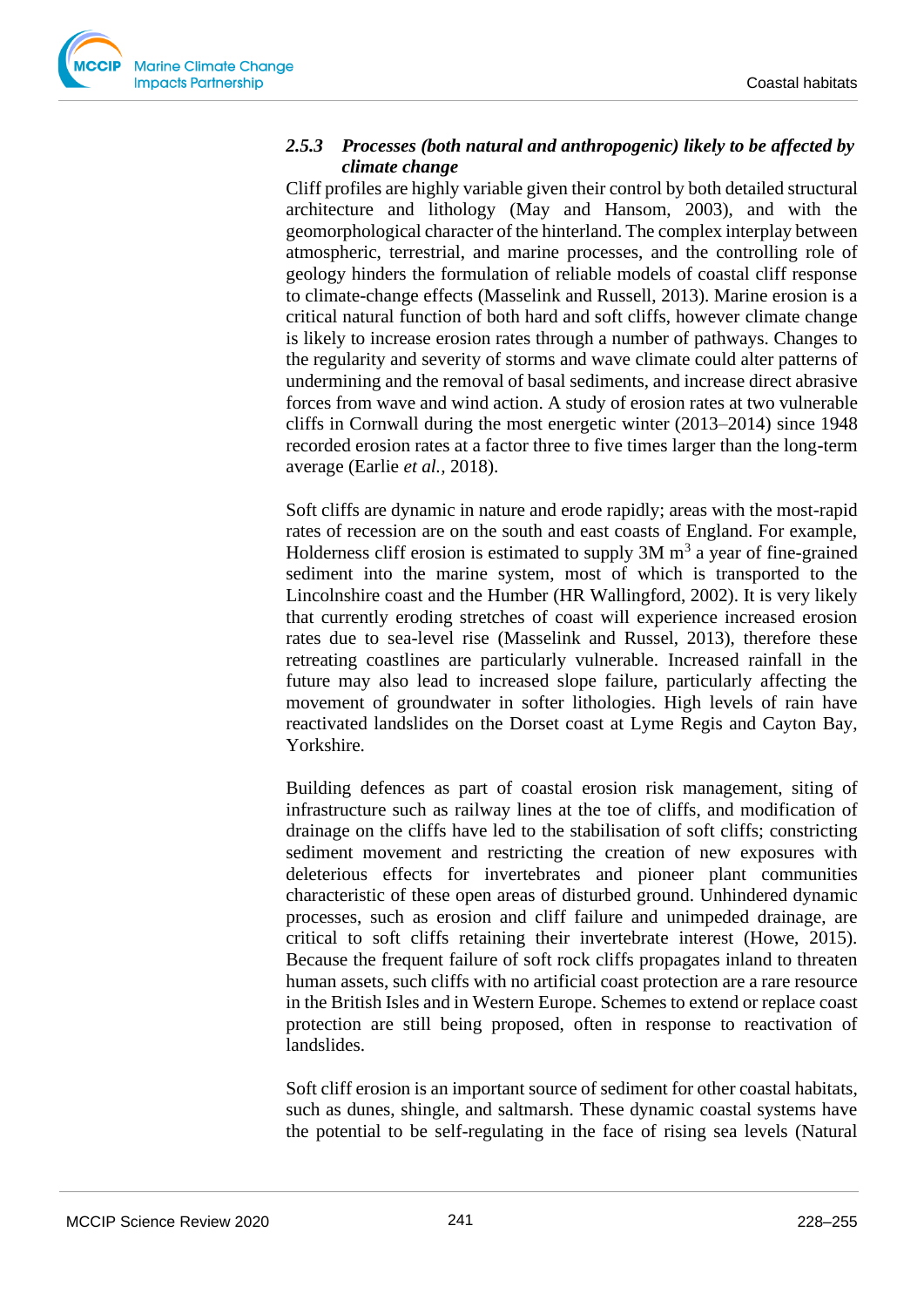### *2.5.3 Processes (both natural and anthropogenic) likely to be affected by climate change*

Cliff profiles are highly variable given their control by both detailed structural architecture and lithology (May and Hansom, 2003), and with the geomorphological character of the hinterland. The complex interplay between atmospheric, terrestrial, and marine processes, and the controlling role of geology hinders the formulation of reliable models of coastal cliff response to climate-change effects (Masselink and Russell, 2013). Marine erosion is a critical natural function of both hard and soft cliffs, however climate change is likely to increase erosion rates through a number of pathways. Changes to the regularity and severity of storms and wave climate could alter patterns of undermining and the removal of basal sediments, and increase direct abrasive forces from wave and wind action. A study of erosion rates at two vulnerable cliffs in Cornwall during the most energetic winter (2013–2014) since 1948 recorded erosion rates at a factor three to five times larger than the long-term average (Earlie *et al.,* 2018).

Soft cliffs are dynamic in nature and erode rapidly; areas with the most-rapid rates of recession are on the south and east coasts of England. For example, Holderness cliff erosion is estimated to supply 3M $m^3$ a year of fine-grained sediment into the marine system, most of which is transported to the Lincolnshire coast and the Humber (HR Wallingford, 2002). It is very likely that currently eroding stretches of coast will experience increased erosion rates due to sea-level rise (Masselink and Russel, 2013), therefore these retreating coastlines are particularly vulnerable. Increased rainfall in the future may also lead to increased slope failure, particularly affecting the movement of groundwater in softer lithologies. High levels of rain have reactivated landslides on the Dorset coast at Lyme Regis and Cayton Bay, Yorkshire.

Building defences as part of coastal erosion risk management, siting of infrastructure such as railway lines at the toe of cliffs, and modification of drainage on the cliffs have led to the stabilisation of soft cliffs; constricting sediment movement and restricting the creation of new exposures with deleterious effects for invertebrates and pioneer plant communities characteristic of these open areas of disturbed ground. Unhindered dynamic processes, such as erosion and cliff failure and unimpeded drainage, are critical to soft cliffs retaining their invertebrate interest (Howe, 2015). Because the frequent failure of soft rock cliffs propagates inland to threaten human assets, such cliffs with no artificial coast protection are a rare resource in the British Isles and in Western Europe. Schemes to extend or replace coast protection are still being proposed, often in response to reactivation of landslides.

Soft cliff erosion is an important source of sediment for other coastal habitats, such as dunes, shingle, and saltmarsh. These dynamic coastal systems have the potential to be self-regulating in the face of rising sea levels (Natural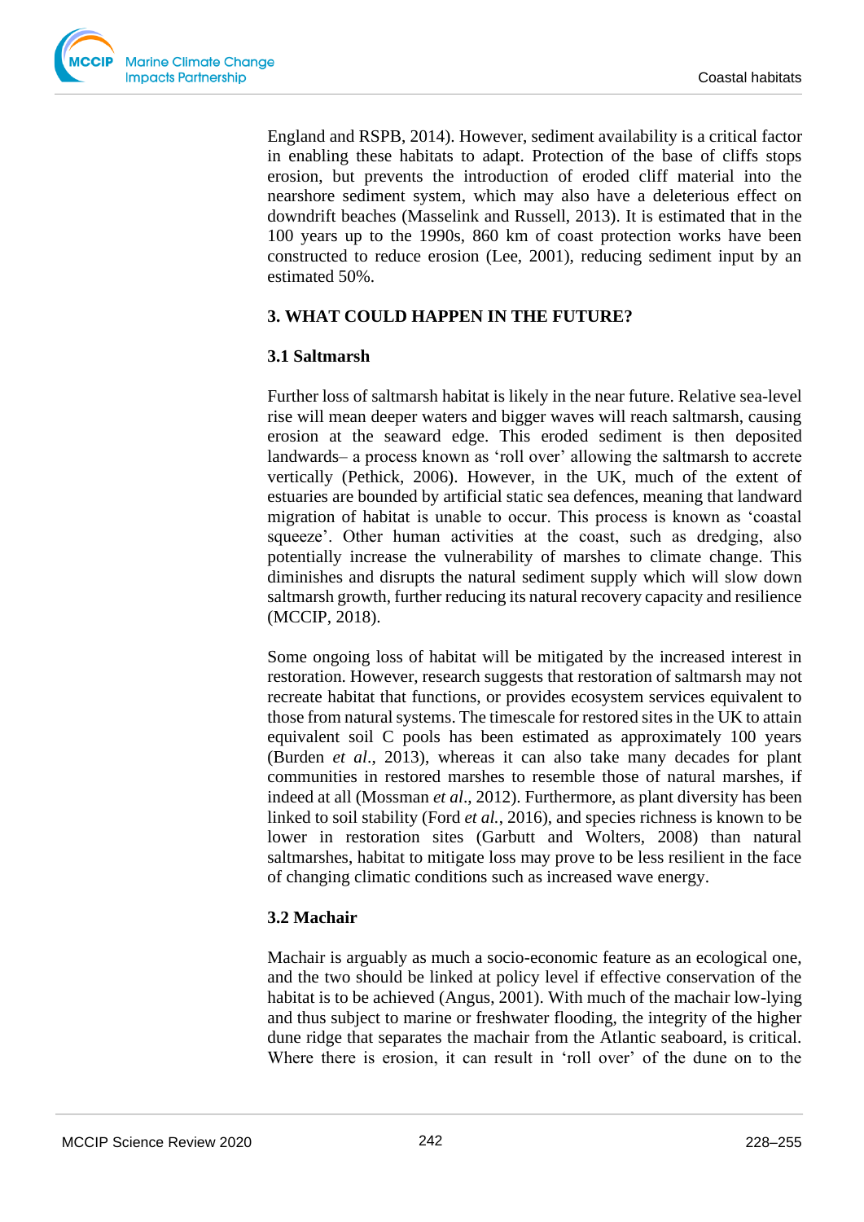England and RSPB, 2014). However, sediment availability is a critical factor in enabling these habitats to adapt. Protection of the base of cliffs stops erosion, but prevents the introduction of eroded cliff material into the nearshore sediment system, which may also have a deleterious effect on downdrift beaches (Masselink and Russell, 2013). It is estimated that in the 100 years up to the 1990s, 860 km of coast protection works have been constructed to reduce erosion (Lee, 2001), reducing sediment input by an estimated 50%.

## 3. WHAT COULD HAPPEN IN THE FUTURE?

### 3.1 Saltmarsh

Further loss of saltmarsh habitat is likely in the near future. Relative sea-level rise will mean deeper waters and bigger waves will reach saltmarsh, causing erosion at the seaward edge. This eroded sediment is then deposited landwards– a process known as 'roll over' allowing the saltmarsh to accrete vertically (Pethick, 2006). However, in the UK, much of the extent of estuaries are bounded by artificial static sea defences, meaning that landward migration of habitat is unable to occur. This process is known as 'coastal squeeze'. Other human activities at the coast, such as dredging, also potentially increase the vulnerability of marshes to climate change. This diminishes and disrupts the natural sediment supply which will slow down saltmarsh growth, further reducing its natural recovery capacity and resilience (MCCIP, 2018).

Some ongoing loss of habitat will be mitigated by the increased interest in restoration. However, research suggests that restoration of saltmarsh may not recreate habitat that functions, or provides ecosystem services equivalent to those from natural systems. The timescale for restored sites in the UK to attain equivalent soil C pools has been estimated as approximately 100 years (Burden *et al*., 2013), whereas it can also take many decades for plant communities in restored marshes to resemble those of natural marshes, if indeed at all (Mossman *et al*., 2012). Furthermore, as plant diversity has been linked to soil stability (Ford *et al.*, 2016), and species richness is known to be lower in restoration sites (Garbutt and Wolters, 2008) than natural saltmarshes, habitat to mitigate loss may prove to be less resilient in the face of changing climatic conditions such as increased wave energy.

### 3.2 Machair

Machair is arguably as much a socio-economic feature as an ecological one, and the two should be linked at policy level if effective conservation of the habitat is to be achieved (Angus, 2001). With much of the machair low-lying and thus subject to marine or freshwater flooding, the integrity of the higher dune ridge that separates the machair from the Atlantic seaboard, is critical. Where there is erosion, it can result in 'roll over' of the dune on to the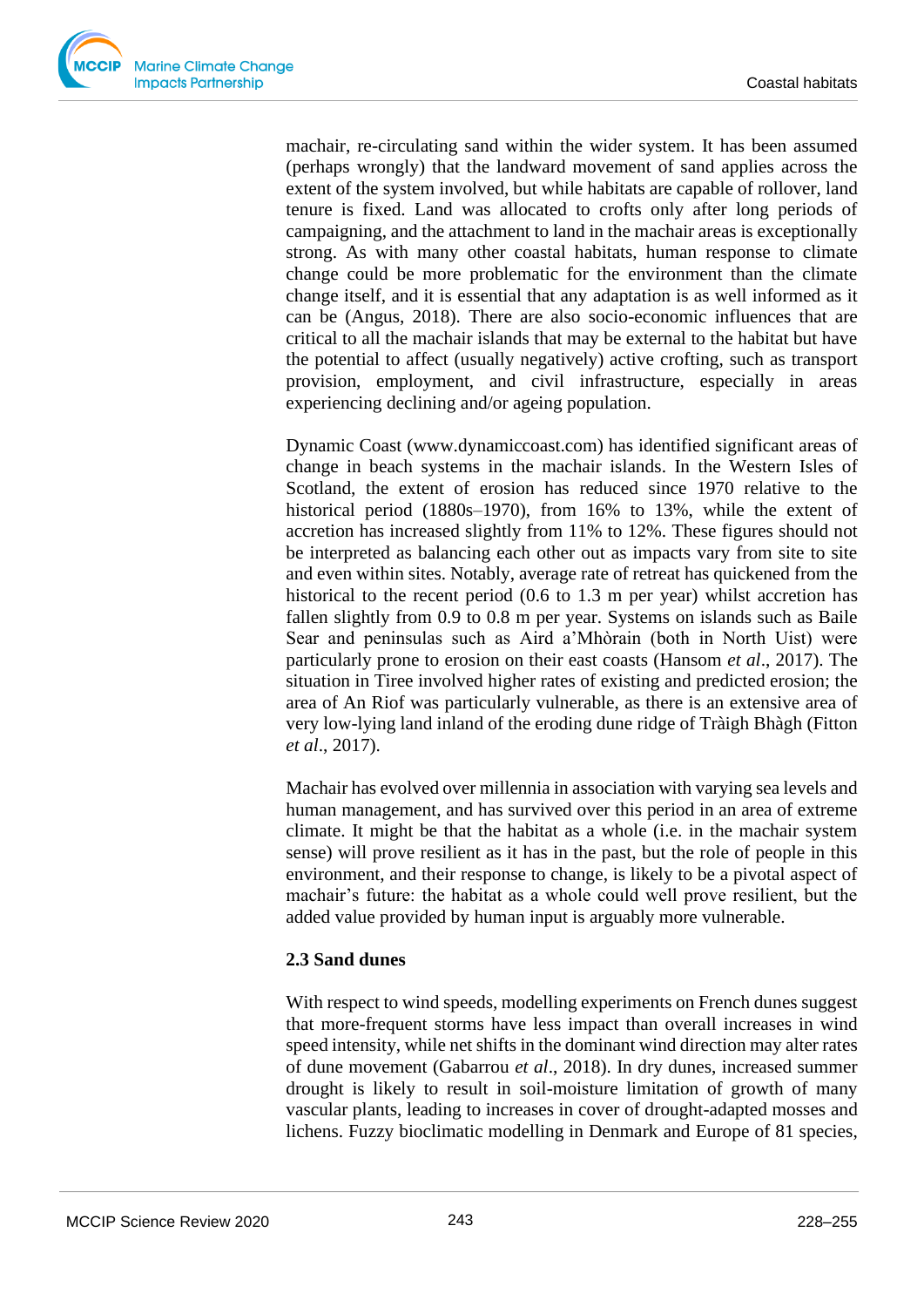machair, re-circulating sand within the wider system. It has been assumed (perhaps wrongly) that the landward movement of sand applies across the extent of the system involved, but while habitats are capable of rollover, land tenure is fixed. Land was allocated to crofts only after long periods of campaigning, and the attachment to land in the machair areas is exceptionally strong. As with many other coastal habitats, human response to climate change could be more problematic for the environment than the climate change itself, and it is essential that any adaptation is as well informed as it can be (Angus, 2018). There are also socio-economic influences that are critical to all the machair islands that may be external to the habitat but have the potential to affect (usually negatively) active crofting, such as transport provision, employment, and civil infrastructure, especially in areas experiencing declining and/or ageing population.

Dynamic Coast (www.dynamiccoast.com) has identified significant areas of change in beach systems in the machair islands. In the Western Isles of Scotland, the extent of erosion has reduced since 1970 relative to the historical period (1880s–1970), from 16% to 13%, while the extent of accretion has increased slightly from 11% to 12%. These figures should not be interpreted as balancing each other out as impacts vary from site to site and even within sites. Notably, average rate of retreat has quickened from the historical to the recent period (0.6 to 1.3 m per year) whilst accretion has fallen slightly from 0.9 to 0.8 m per year. Systems on islands such as Baile Sear and peninsulas such as Aird a'Mhòrain (both in North Uist) were particularly prone to erosion on their east coasts (Hansom *et al*., 2017). The situation in Tiree involved higher rates of existing and predicted erosion; the area of An Riof was particularly vulnerable, as there is an extensive area of very low-lying land inland of the eroding dune ridge of Tràigh Bhàgh (Fitton *et al*., 2017).

Machair has evolved over millennia in association with varying sea levels and human management, and has survived over this period in an area of extreme climate. It might be that the habitat as a whole (i.e. in the machair system sense) will prove resilient as it has in the past, but the role of people in this environment, and their response to change, is likely to be a pivotal aspect of machair's future: the habitat as a whole could well prove resilient, but the added value provided by human input is arguably more vulnerable.

### 2.3 Sand dunes

With respect to wind speeds, modelling experiments on French dunes suggest that more-frequent storms have less impact than overall increases in wind speed intensity, while net shifts in the dominant wind direction may alter rates of dune movement (Gabarrou *et al*., 2018). In dry dunes, increased summer drought is likely to result in soil-moisture limitation of growth of many vascular plants, leading to increases in cover of drought-adapted mosses and lichens. Fuzzy bioclimatic modelling in Denmark and Europe of 81 species,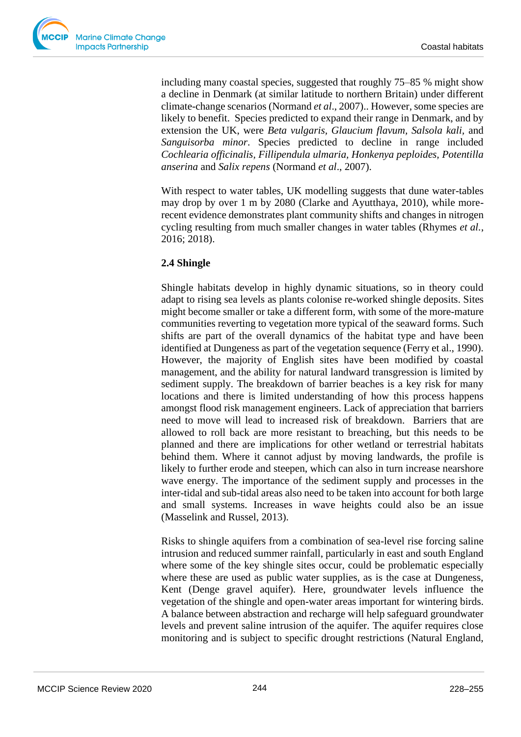including many coastal species, suggested that roughly 75–85 % might show a decline in Denmark (at similar latitude to northern Britain) under different climate-change scenarios (Normand *et al*., 2007).. However, some species are likely to benefit. Species predicted to expand their range in Denmark, and by extension the UK, were *Beta vulgaris*, *Glaucium flavum*, *Salsola kali*, and *Sanguisorba minor*. Species predicted to decline in range included *Cochlearia officinalis*, *Fillipendula ulmaria*, *Honkenya peploides*, *Potentilla anserina* and *Salix repens* (Normand *et al*., 2007).

With respect to water tables, UK modelling suggests that dune water-tables may drop by over 1 m by 2080 (Clarke and Ayutthaya, 2010), while more-recent evidence demonstrates plant community shifts and changes in nitrogen cycling resulting from much smaller changes in water tables (Rhymes *et al*., 2016; 2018).

### 2.4 Shingle

Shingle habitats develop in highly dynamic situations, so in theory could adapt to rising sea levels as plants colonise re-worked shingle deposits. Sites might become smaller or take a different form, with some of the more-mature communities reverting to vegetation more typical of the seaward forms. Such shifts are part of the overall dynamics of the habitat type and have been identified at Dungeness as part of the vegetation sequence (Ferry et al., 1990). However, the majority of English sites have been modified by coastal management, and the ability for natural landward transgression is limited by sediment supply. The breakdown of barrier beaches is a key risk for many locations and there is limited understanding of how this process happens amongst flood risk management engineers. Lack of appreciation that barriers need to move will lead to increased risk of breakdown. Barriers that are allowed to roll back are more resistant to breaching, but this needs to be planned and there are implications for other wetland or terrestrial habitats behind them. Where it cannot adjust by moving landwards, the profile is likely to further erode and steepen, which can also in turn increase nearshore wave energy. The importance of the sediment supply and processes in the inter-tidal and sub-tidal areas also need to be taken into account for both large and small systems. Increases in wave heights could also be an issue (Masselink and Russel, 2013).

Risks to shingle aquifers from a combination of sea-level rise forcing saline intrusion and reduced summer rainfall, particularly in east and south England where some of the key shingle sites occur, could be problematic especially where these are used as public water supplies, as is the case at Dungeness, Kent (Denge gravel aquifer). Here, groundwater levels influence the vegetation of the shingle and open-water areas important for wintering birds. A balance between abstraction and recharge will help safeguard groundwater levels and prevent saline intrusion of the aquifer. The aquifer requires close monitoring and is subject to specific drought restrictions (Natural England,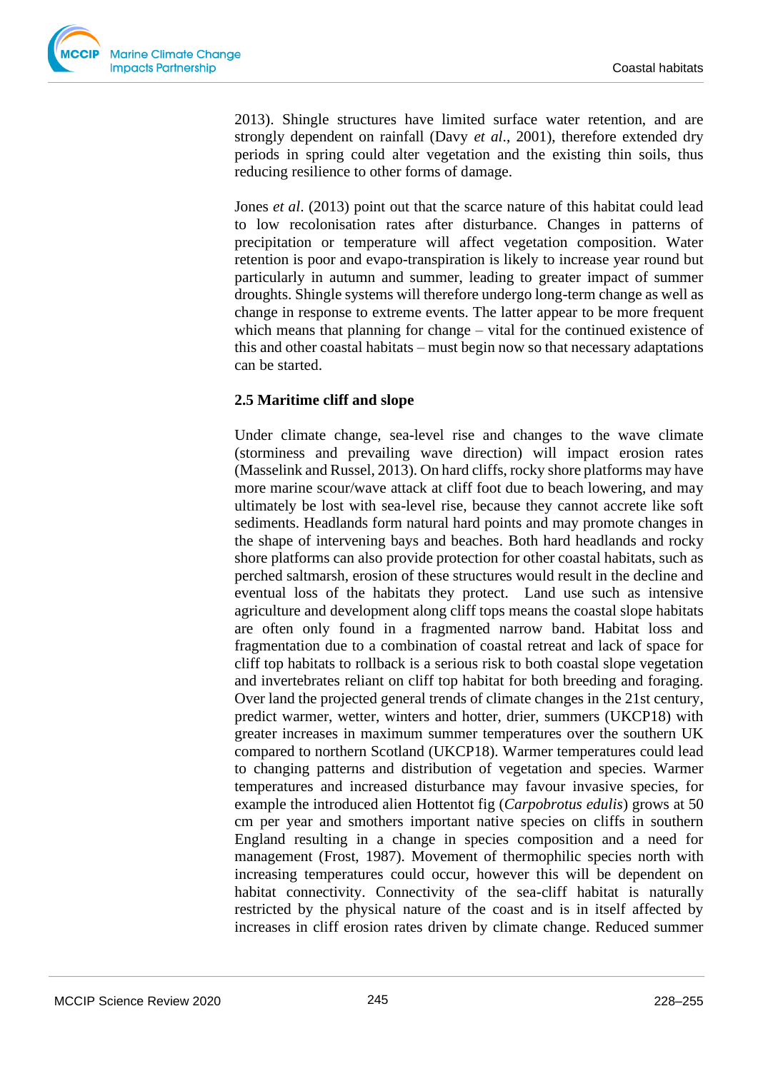2013). Shingle structures have limited surface water retention, and are strongly dependent on rainfall (Davy *et al*., 2001), therefore extended dry periods in spring could alter vegetation and the existing thin soils, thus reducing resilience to other forms of damage.

Jones *et al*. (2013) point out that the scarce nature of this habitat could lead to low recolonisation rates after disturbance. Changes in patterns of precipitation or temperature will affect vegetation composition. Water retention is poor and evapo-transpiration is likely to increase year round but particularly in autumn and summer, leading to greater impact of summer droughts. Shingle systems will therefore undergo long-term change as well as change in response to extreme events. The latter appear to be more frequent which means that planning for change – vital for the continued existence of this and other coastal habitats – must begin now so that necessary adaptations can be started.

### 2.5 Maritime cliff and slope

Under climate change, sea-level rise and changes to the wave climate (storminess and prevailing wave direction) will impact erosion rates (Masselink and Russel, 2013). On hard cliffs, rocky shore platforms may have more marine scour/wave attack at cliff foot due to beach lowering, and may ultimately be lost with sea-level rise, because they cannot accrete like soft sediments. Headlands form natural hard points and may promote changes in the shape of intervening bays and beaches. Both hard headlands and rocky shore platforms can also provide protection for other coastal habitats, such as perched saltmarsh, erosion of these structures would result in the decline and eventual loss of the habitats they protect. Land use such as intensive agriculture and development along cliff tops means the coastal slope habitats are often only found in a fragmented narrow band. Habitat loss and fragmentation due to a combination of coastal retreat and lack of space for cliff top habitats to rollback is a serious risk to both coastal slope vegetation and invertebrates reliant on cliff top habitat for both breeding and foraging. Over land the projected general trends of climate changes in the 21st century, predict warmer, wetter, winters and hotter, drier, summers (UKCP18) with greater increases in maximum summer temperatures over the southern UK compared to northern Scotland (UKCP18). Warmer temperatures could lead to changing patterns and distribution of vegetation and species. Warmer temperatures and increased disturbance may favour invasive species, for example the introduced alien Hottentot fig (*Carpobrotus edulis*) grows at 50 cm per year and smothers important native species on cliffs in southern England resulting in a change in species composition and a need for management (Frost, 1987). Movement of thermophilic species north with increasing temperatures could occur, however this will be dependent on habitat connectivity. Connectivity of the sea-cliff habitat is naturally restricted by the physical nature of the coast and is in itself affected by increases in cliff erosion rates driven by climate change. Reduced summer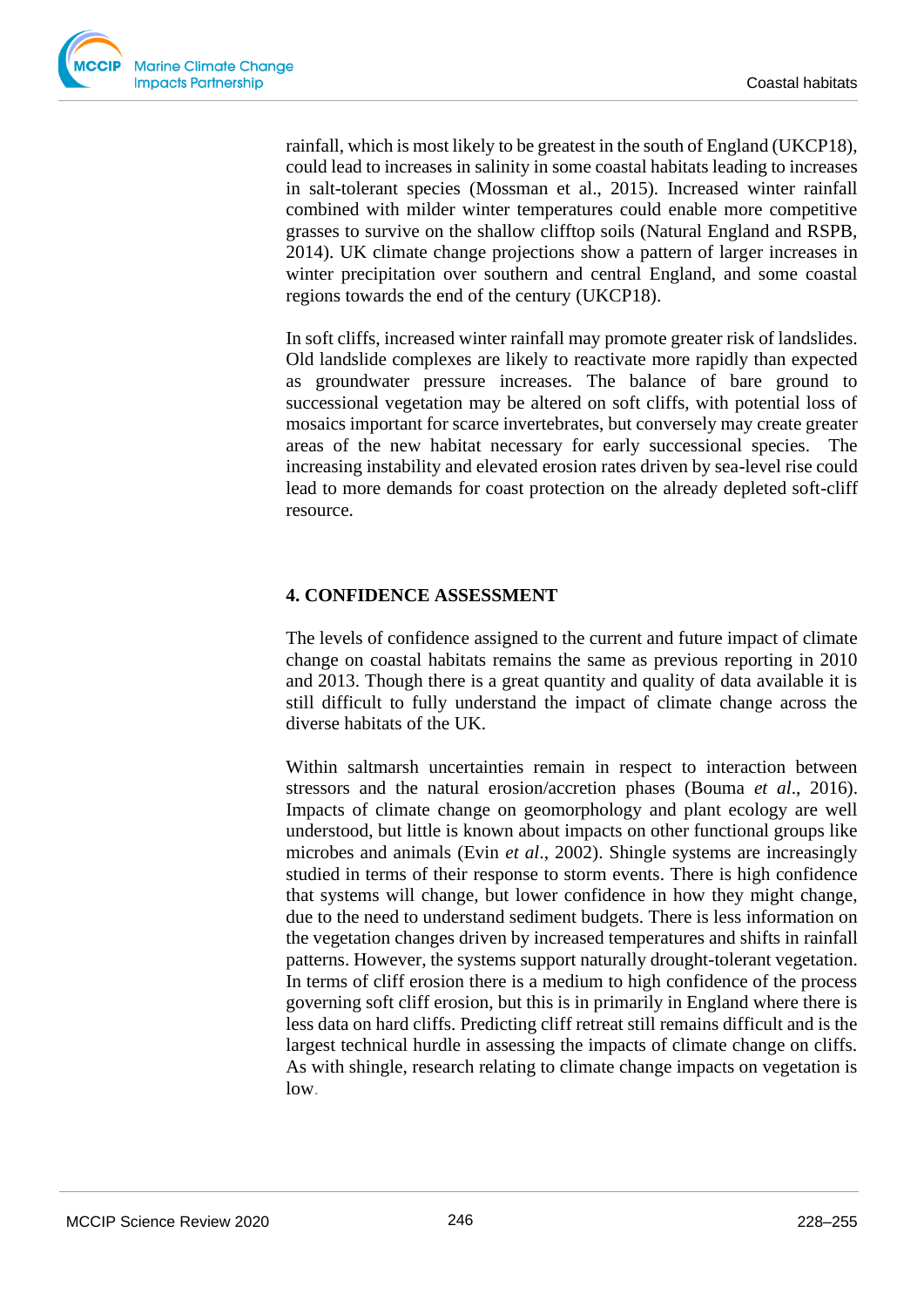rainfall, which is most likely to be greatest in the south of England (UKCP18), could lead to increases in salinity in some coastal habitats leading to increases in salt-tolerant species (Mossman et al., 2015). Increased winter rainfall combined with milder winter temperatures could enable more competitive grasses to survive on the shallow clifftop soils (Natural England and RSPB, 2014). UK climate change projections show a pattern of larger increases in winter precipitation over southern and central England, and some coastal regions towards the end of the century (UKCP18).

In soft cliffs, increased winter rainfall may promote greater risk of landslides. Old landslide complexes are likely to reactivate more rapidly than expected as groundwater pressure increases. The balance of bare ground to successional vegetation may be altered on soft cliffs, with potential loss of mosaics important for scarce invertebrates, but conversely may create greater areas of the new habitat necessary for early successional species. The increasing instability and elevated erosion rates driven by sea-level rise could lead to more demands for coast protection on the already depleted soft-cliff resource.

## 4. CONFIDENCE ASSESSMENT

The levels of confidence assigned to the current and future impact of climate change on coastal habitats remains the same as previous reporting in 2010 and 2013. Though there is a great quantity and quality of data available it is still difficult to fully understand the impact of climate change across the diverse habitats of the UK.

Within saltmarsh uncertainties remain in respect to interaction between stressors and the natural erosion/accretion phases (Bouma *et al*., 2016). Impacts of climate change on geomorphology and plant ecology are well understood, but little is known about impacts on other functional groups like microbes and animals (Evin *et al*., 2002). Shingle systems are increasingly studied in terms of their response to storm events. There is high confidence that systems will change, but lower confidence in how they might change, due to the need to understand sediment budgets. There is less information on the vegetation changes driven by increased temperatures and shifts in rainfall patterns. However, the systems support naturally drought-tolerant vegetation. In terms of cliff erosion there is a medium to high confidence of the process governing soft cliff erosion, but this is in primarily in England where there is less data on hard cliffs. Predicting cliff retreat still remains difficult and is the largest technical hurdle in assessing the impacts of climate change on cliffs. As with shingle, research relating to climate change impacts on vegetation is low.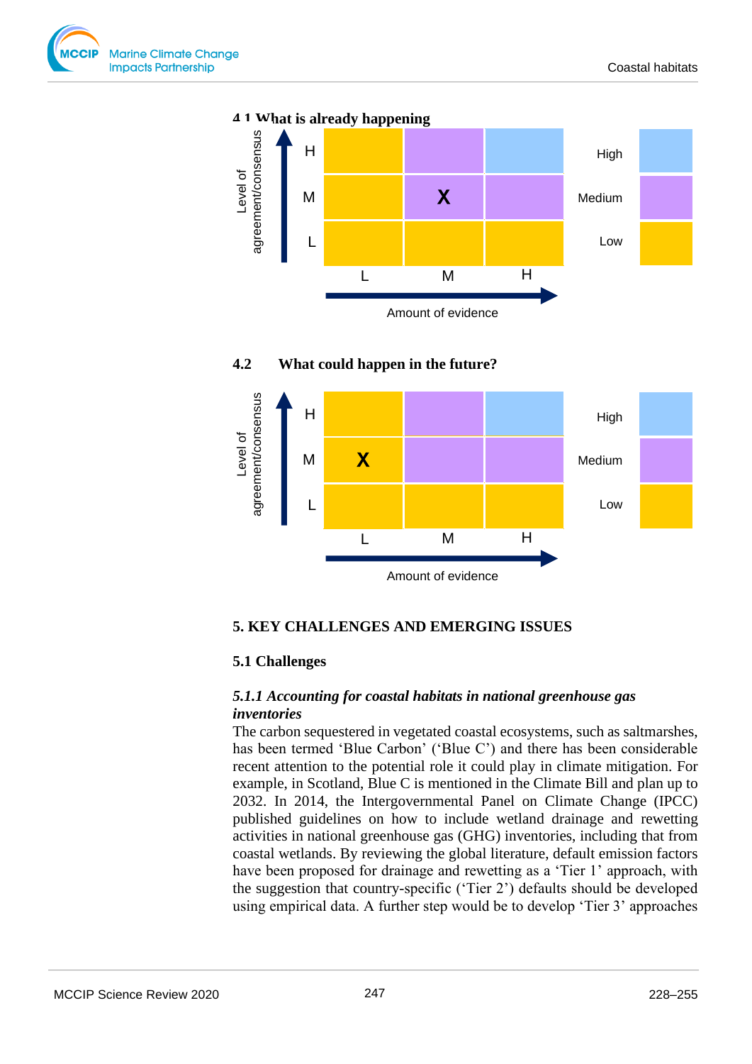### 4.1 What is already happening

| Level of agreement/consensus | L | M | H |
|---|---|---|---|
| H | | | |
| M | | X | |
| L | | | |

Amount of evidence

Confidence key: High (blue), Medium (purple), Low (yellow)

### 4.2 What could happen in the future?

| Level of agreement/consensus | L | M | H |
|---|---|---|---|
| H | | | |
| M | X | | |
| L | | | |

Amount of evidence

Confidence key: High (blue), Medium (purple), Low (yellow)

## 5. KEY CHALLENGES AND EMERGING ISSUES

### 5.1 Challenges

#### *5.1.1 Accounting for coastal habitats in national greenhouse gas inventories*

The carbon sequestered in vegetated coastal ecosystems, such as saltmarshes, has been termed 'Blue Carbon' ('Blue C') and there has been considerable recent attention to the potential role it could play in climate mitigation. For example, in Scotland, Blue C is mentioned in the Climate Bill and plan up to 2032. In 2014, the Intergovernmental Panel on Climate Change (IPCC) published guidelines on how to include wetland drainage and rewetting activities in national greenhouse gas (GHG) inventories, including that from coastal wetlands. By reviewing the global literature, default emission factors have been proposed for drainage and rewetting as a 'Tier 1' approach, with the suggestion that country-specific ('Tier 2') defaults should be developed using empirical data. A further step would be to develop 'Tier 3' approaches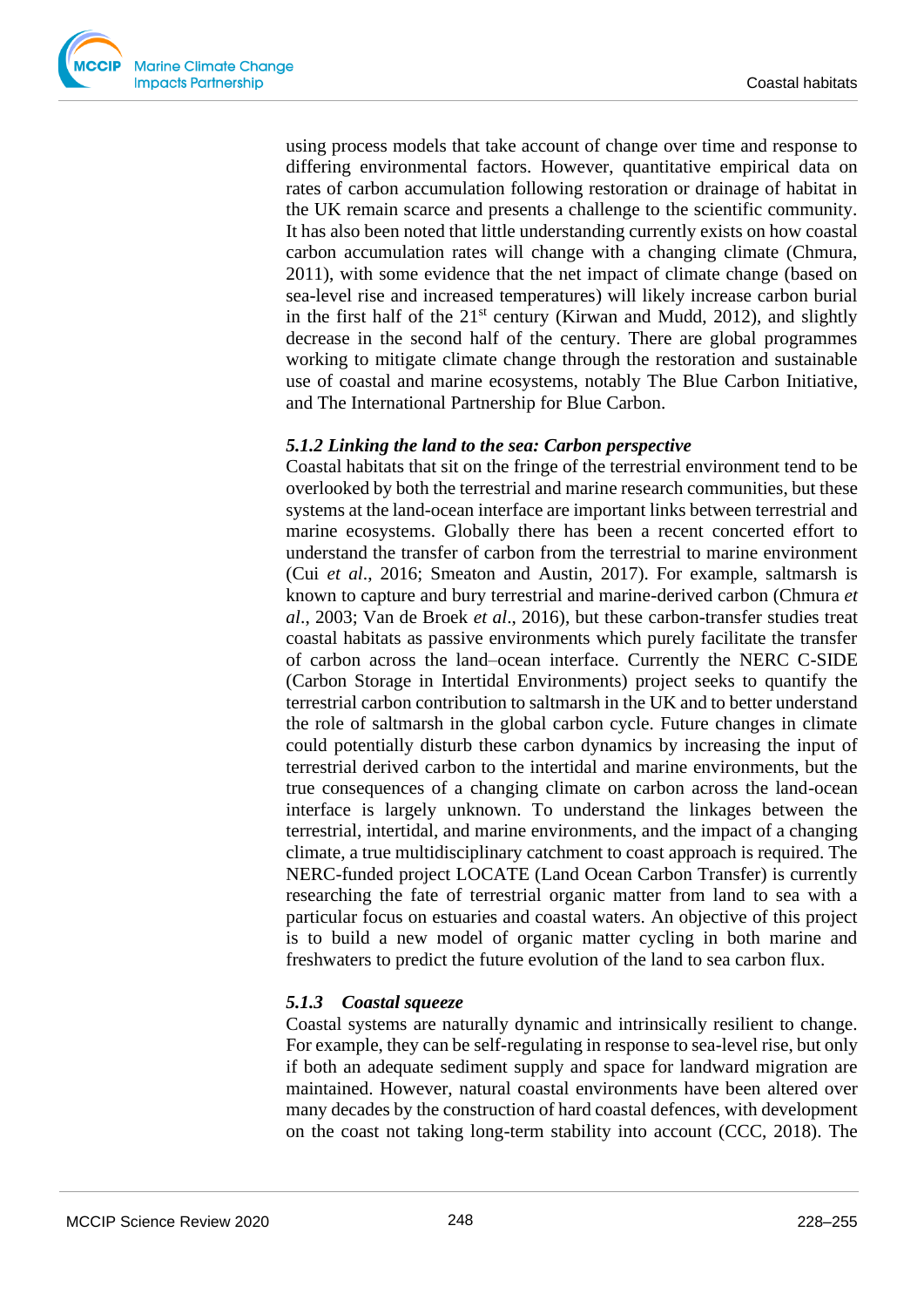using process models that take account of change over time and response to differing environmental factors. However, quantitative empirical data on rates of carbon accumulation following restoration or drainage of habitat in the UK remain scarce and presents a challenge to the scientific community. It has also been noted that little understanding currently exists on how coastal carbon accumulation rates will change with a changing climate (Chmura, 2011), with some evidence that the net impact of climate change (based on sea-level rise and increased temperatures) will likely increase carbon burial in the first half of the 21st century (Kirwan and Mudd, 2012), and slightly decrease in the second half of the century. There are global programmes working to mitigate climate change through the restoration and sustainable use of coastal and marine ecosystems, notably The Blue Carbon Initiative, and The International Partnership for Blue Carbon.

### *5.1.2 Linking the land to the sea: Carbon perspective*

Coastal habitats that sit on the fringe of the terrestrial environment tend to be overlooked by both the terrestrial and marine research communities, but these systems at the land-ocean interface are important links between terrestrial and marine ecosystems. Globally there has been a recent concerted effort to understand the transfer of carbon from the terrestrial to marine environment (Cui *et al*., 2016; Smeaton and Austin, 2017). For example, saltmarsh is known to capture and bury terrestrial and marine-derived carbon (Chmura *et al*., 2003; Van de Broek *et al*., 2016), but these carbon-transfer studies treat coastal habitats as passive environments which purely facilitate the transfer of carbon across the land–ocean interface. Currently the NERC C-SIDE (Carbon Storage in Intertidal Environments) project seeks to quantify the terrestrial carbon contribution to saltmarsh in the UK and to better understand the role of saltmarsh in the global carbon cycle. Future changes in climate could potentially disturb these carbon dynamics by increasing the input of terrestrial derived carbon to the intertidal and marine environments, but the true consequences of a changing climate on carbon across the land-ocean interface is largely unknown. To understand the linkages between the terrestrial, intertidal, and marine environments, and the impact of a changing climate, a true multidisciplinary catchment to coast approach is required. The NERC-funded project LOCATE (Land Ocean Carbon Transfer) is currently researching the fate of terrestrial organic matter from land to sea with a particular focus on estuaries and coastal waters. An objective of this project is to build a new model of organic matter cycling in both marine and freshwaters to predict the future evolution of the land to sea carbon flux.

### *5.1.3 Coastal squeeze*

Coastal systems are naturally dynamic and intrinsically resilient to change. For example, they can be self-regulating in response to sea-level rise, but only if both an adequate sediment supply and space for landward migration are maintained. However, natural coastal environments have been altered over many decades by the construction of hard coastal defences, with development on the coast not taking long-term stability into account (CCC, 2018). The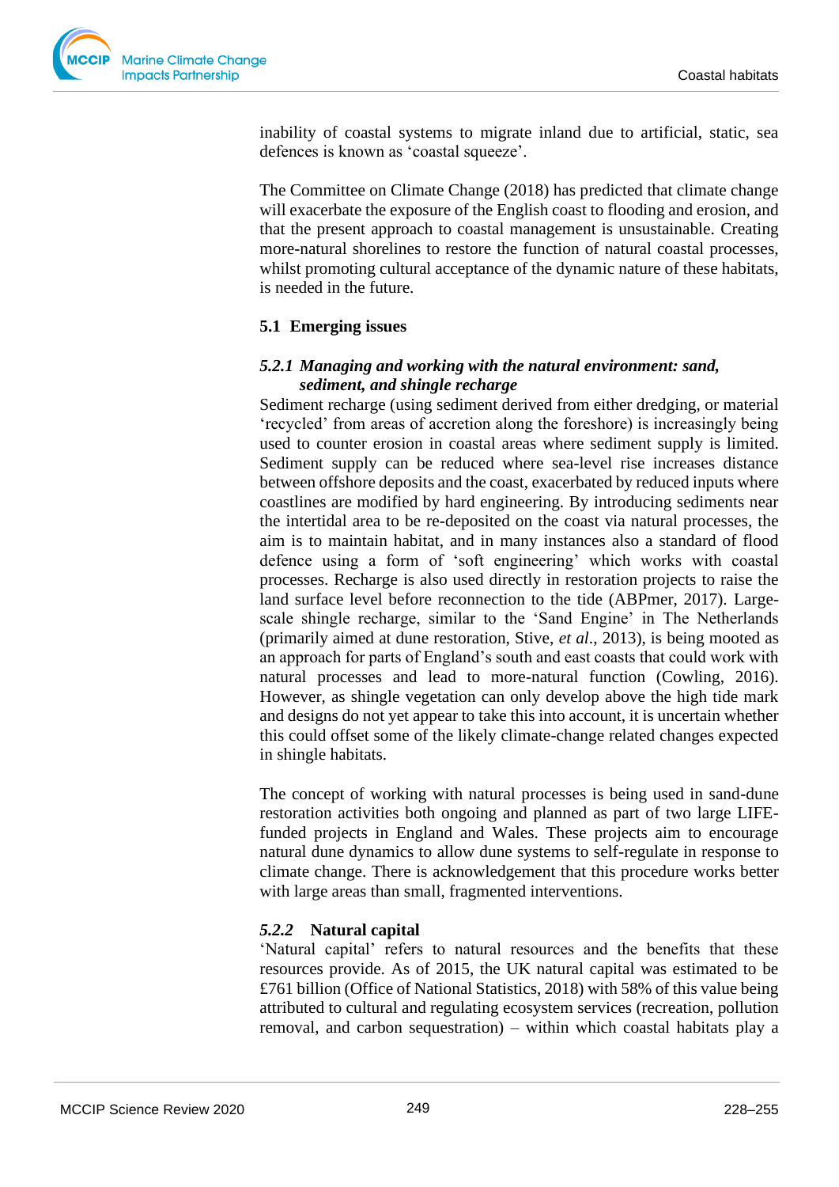inability of coastal systems to migrate inland due to artificial, static, sea defences is known as 'coastal squeeze'.

The Committee on Climate Change (2018) has predicted that climate change will exacerbate the exposure of the English coast to flooding and erosion, and that the present approach to coastal management is unsustainable. Creating more-natural shorelines to restore the function of natural coastal processes, whilst promoting cultural acceptance of the dynamic nature of these habitats, is needed in the future.

## 5.1 Emerging issues

### *5.2.1 Managing and working with the natural environment: sand, sediment, and shingle recharge*

Sediment recharge (using sediment derived from either dredging, or material 'recycled' from areas of accretion along the foreshore) is increasingly being used to counter erosion in coastal areas where sediment supply is limited. Sediment supply can be reduced where sea-level rise increases distance between offshore deposits and the coast, exacerbated by reduced inputs where coastlines are modified by hard engineering. By introducing sediments near the intertidal area to be re-deposited on the coast via natural processes, the aim is to maintain habitat, and in many instances also a standard of flood defence using a form of 'soft engineering' which works with coastal processes. Recharge is also used directly in restoration projects to raise the land surface level before reconnection to the tide (ABPmer, 2017). Large-scale shingle recharge, similar to the 'Sand Engine' in The Netherlands (primarily aimed at dune restoration, Stive, *et al*., 2013), is being mooted as an approach for parts of England's south and east coasts that could work with natural processes and lead to more-natural function (Cowling, 2016). However, as shingle vegetation can only develop above the high tide mark and designs do not yet appear to take this into account, it is uncertain whether this could offset some of the likely climate-change related changes expected in shingle habitats.

The concept of working with natural processes is being used in sand-dune restoration activities both ongoing and planned as part of two large LIFE-funded projects in England and Wales. These projects aim to encourage natural dune dynamics to allow dune systems to self-regulate in response to climate change. There is acknowledgement that this procedure works better with large areas than small, fragmented interventions.

### *5.2.2* Natural capital

'Natural capital' refers to natural resources and the benefits that these resources provide. As of 2015, the UK natural capital was estimated to be £761 billion (Office of National Statistics, 2018) with 58% of this value being attributed to cultural and regulating ecosystem services (recreation, pollution removal, and carbon sequestration) – within which coastal habitats play a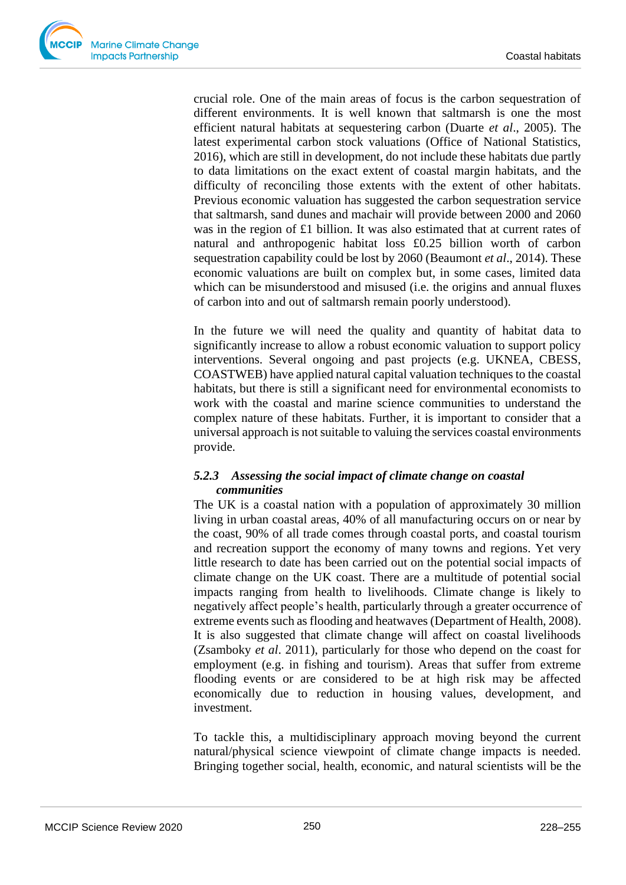crucial role. One of the main areas of focus is the carbon sequestration of different environments. It is well known that saltmarsh is one the most efficient natural habitats at sequestering carbon (Duarte *et al*., 2005). The latest experimental carbon stock valuations (Office of National Statistics, 2016), which are still in development, do not include these habitats due partly to data limitations on the exact extent of coastal margin habitats, and the difficulty of reconciling those extents with the extent of other habitats. Previous economic valuation has suggested the carbon sequestration service that saltmarsh, sand dunes and machair will provide between 2000 and 2060 was in the region of £1 billion. It was also estimated that at current rates of natural and anthropogenic habitat loss £0.25 billion worth of carbon sequestration capability could be lost by 2060 (Beaumont *et al*., 2014). These economic valuations are built on complex but, in some cases, limited data which can be misunderstood and misused (i.e. the origins and annual fluxes of carbon into and out of saltmarsh remain poorly understood).

In the future we will need the quality and quantity of habitat data to significantly increase to allow a robust economic valuation to support policy interventions. Several ongoing and past projects (e.g. UKNEA, CBESS, COASTWEB) have applied natural capital valuation techniques to the coastal habitats, but there is still a significant need for environmental economists to work with the coastal and marine science communities to understand the complex nature of these habitats. Further, it is important to consider that a universal approach is not suitable to valuing the services coastal environments provide.

#### *5.2.3 Assessing the social impact of climate change on coastal communities*

The UK is a coastal nation with a population of approximately 30 million living in urban coastal areas, 40% of all manufacturing occurs on or near by the coast, 90% of all trade comes through coastal ports, and coastal tourism and recreation support the economy of many towns and regions. Yet very little research to date has been carried out on the potential social impacts of climate change on the UK coast. There are a multitude of potential social impacts ranging from health to livelihoods. Climate change is likely to negatively affect people's health, particularly through a greater occurrence of extreme events such as flooding and heatwaves (Department of Health, 2008). It is also suggested that climate change will affect on coastal livelihoods (Zsamboky *et al*. 2011), particularly for those who depend on the coast for employment (e.g. in fishing and tourism). Areas that suffer from extreme flooding events or are considered to be at high risk may be affected economically due to reduction in housing values, development, and investment.

To tackle this, a multidisciplinary approach moving beyond the current natural/physical science viewpoint of climate change impacts is needed. Bringing together social, health, economic, and natural scientists will be the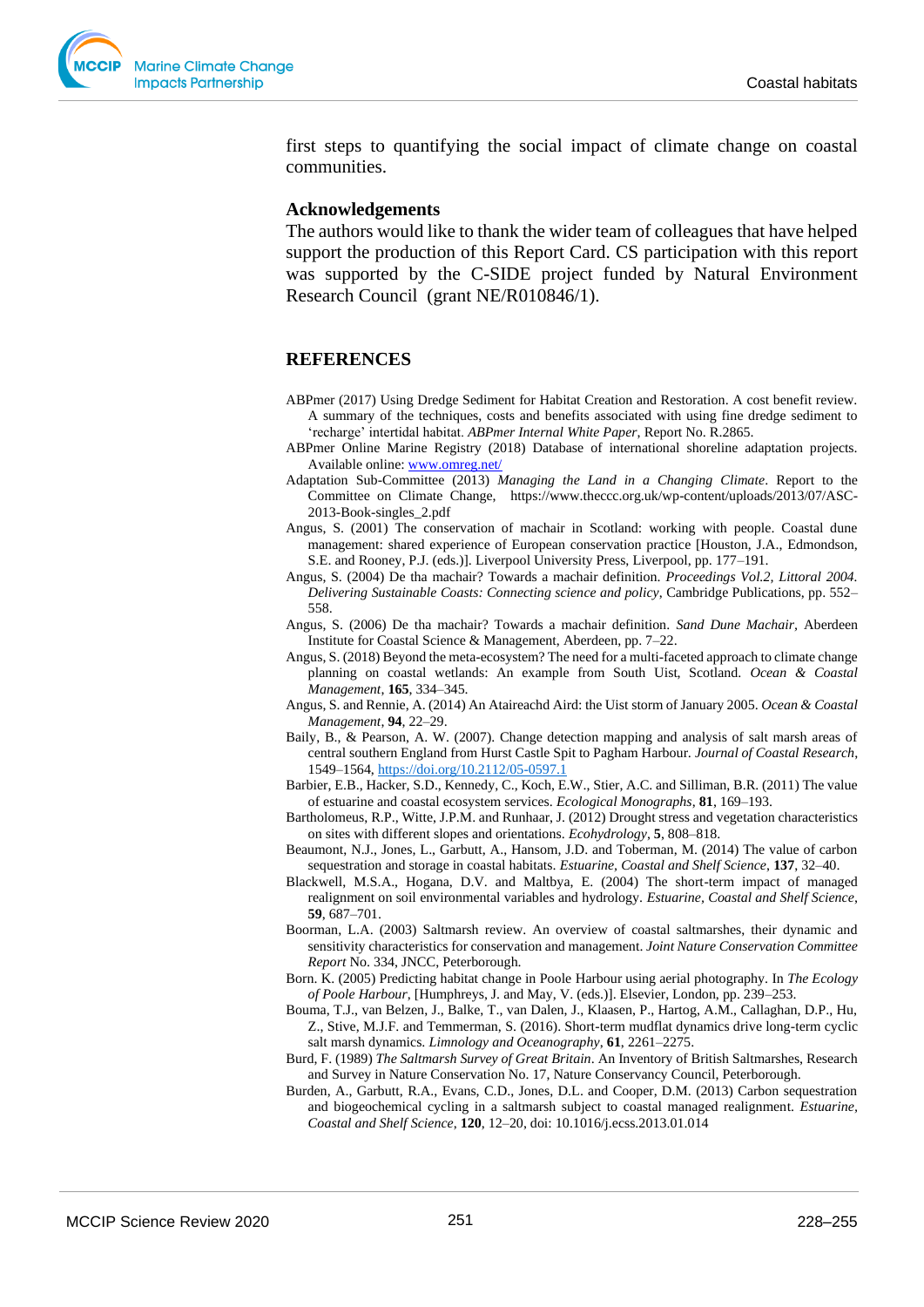first steps to quantifying the social impact of climate change on coastal communities.

**Acknowledgements**

The authors would like to thank the wider team of colleagues that have helped support the production of this Report Card. CS participation with this report was supported by the C-SIDE project funded by Natural Environment Research Council (grant NE/R010846/1).

## REFERENCES

ABPmer (2017) Using Dredge Sediment for Habitat Creation and Restoration. A cost benefit review. A summary of the techniques, costs and benefits associated with using fine dredge sediment to 'recharge' intertidal habitat. *ABPmer Internal White Paper*, Report No. R.2865.

ABPmer Online Marine Registry (2018) Database of international shoreline adaptation projects. Available online: www.omreg.net/

Adaptation Sub-Committee (2013) *Managing the Land in a Changing Climate*. Report to the Committee on Climate Change, https://www.theccc.org.uk/wp-content/uploads/2013/07/ASC-2013-Book-singles_2.pdf

Angus, S. (2001) The conservation of machair in Scotland: working with people. Coastal dune management: shared experience of European conservation practice [Houston, J.A., Edmondson, S.E. and Rooney, P.J. (eds.)]. Liverpool University Press, Liverpool, pp. 177–191.

Angus, S. (2004) De tha machair? Towards a machair definition. *Proceedings Vol.2, Littoral 2004. Delivering Sustainable Coasts: Connecting science and policy*, Cambridge Publications, pp. 552–558.

Angus, S. (2006) De tha machair? Towards a machair definition. *Sand Dune Machair*, Aberdeen Institute for Coastal Science & Management, Aberdeen, pp. 7–22.

Angus, S. (2018) Beyond the meta-ecosystem? The need for a multi-faceted approach to climate change planning on coastal wetlands: An example from South Uist, Scotland. *Ocean & Coastal Management*, **165**, 334–345.

Angus, S. and Rennie, A. (2014) An Ataireachd Aird: the Uist storm of January 2005. *Ocean & Coastal Management*, **94**, 22–29.

Baily, B., & Pearson, A. W. (2007). Change detection mapping and analysis of salt marsh areas of central southern England from Hurst Castle Spit to Pagham Harbour. *Journal of Coastal Research*, 1549–1564, https://doi.org/10.2112/05-0597.1

Barbier, E.B., Hacker, S.D., Kennedy, C., Koch, E.W., Stier, A.C. and Silliman, B.R. (2011) The value of estuarine and coastal ecosystem services. *Ecological Monographs*, **81**, 169–193.

Bartholomeus, R.P., Witte, J.P.M. and Runhaar, J. (2012) Drought stress and vegetation characteristics on sites with different slopes and orientations. *Ecohydrology*, **5**, 808–818.

Beaumont, N.J., Jones, L., Garbutt, A., Hansom, J.D. and Toberman, M. (2014) The value of carbon sequestration and storage in coastal habitats. *Estuarine, Coastal and Shelf Science*, **137**, 32–40.

Blackwell, M.S.A., Hogana, D.V. and Maltbya, E. (2004) The short-term impact of managed realignment on soil environmental variables and hydrology. *Estuarine, Coastal and Shelf Science*, **59**, 687–701.

Boorman, L.A. (2003) Saltmarsh review. An overview of coastal saltmarshes, their dynamic and sensitivity characteristics for conservation and management. *Joint Nature Conservation Committee Report* No. 334, JNCC, Peterborough.

Born. K. (2005) Predicting habitat change in Poole Harbour using aerial photography. In *The Ecology of Poole Harbour*, [Humphreys, J. and May, V. (eds.)]. Elsevier, London, pp. 239–253.

Bouma, T.J., van Belzen, J., Balke, T., van Dalen, J., Klaasen, P., Hartog, A.M., Callaghan, D.P., Hu, Z., Stive, M.J.F. and Temmerman, S. (2016). Short-term mudflat dynamics drive long-term cyclic salt marsh dynamics. *Limnology and Oceanography*, **61**, 2261–2275.

Burd, F. (1989) *The Saltmarsh Survey of Great Britain*. An Inventory of British Saltmarshes, Research and Survey in Nature Conservation No. 17, Nature Conservancy Council, Peterborough.

Burden, A., Garbutt, R.A., Evans, C.D., Jones, D.L. and Cooper, D.M. (2013) Carbon sequestration and biogeochemical cycling in a saltmarsh subject to coastal managed realignment. *Estuarine, Coastal and Shelf Science*, **120**, 12–20, doi: 10.1016/j.ecss.2013.01.014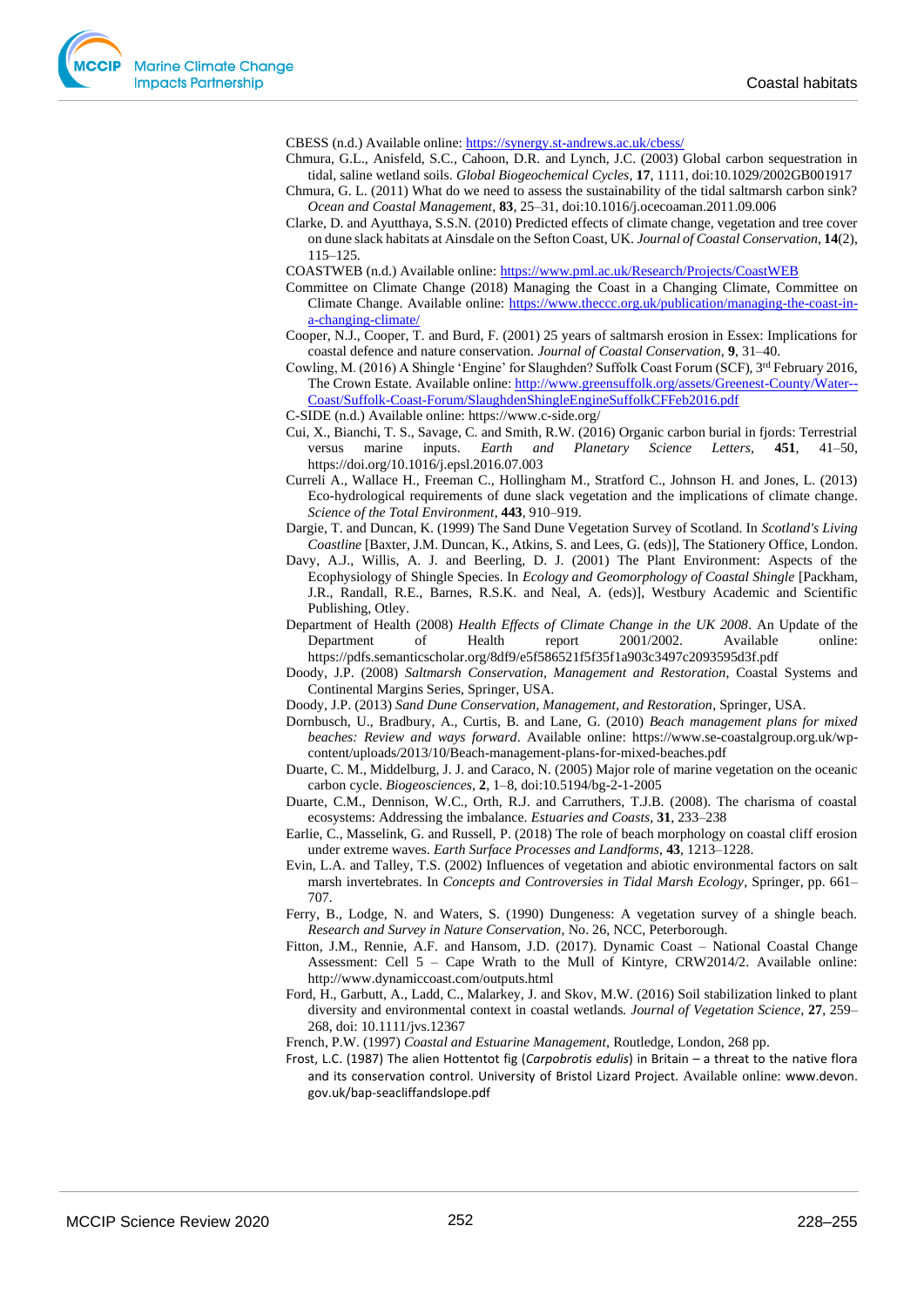CBESS (n.d.) Available online: https://synergy.st-andrews.ac.uk/cbess/

Chmura, G.L., Anisfeld, S.C., Cahoon, D.R. and Lynch, J.C. (2003) Global carbon sequestration in tidal, saline wetland soils. *Global Biogeochemical Cycles*, **17**, 1111, doi:10.1029/2002GB001917

Chmura, G. L. (2011) What do we need to assess the sustainability of the tidal saltmarsh carbon sink? *Ocean and Coastal Management*, **83**, 25–31, doi:10.1016/j.ocecoaman.2011.09.006

Clarke, D. and Ayutthaya, S.S.N. (2010) Predicted effects of climate change, vegetation and tree cover on dune slack habitats at Ainsdale on the Sefton Coast, UK. *Journal of Coastal Conservation*, **14**(2), 115–125.

COASTWEB (n.d.) Available online: https://www.pml.ac.uk/Research/Projects/CoastWEB

Committee on Climate Change (2018) Managing the Coast in a Changing Climate, Committee on Climate Change. Available online: https://www.theccc.org.uk/publication/managing-the-coast-in-a-changing-climate/

Cooper, N.J., Cooper, T. and Burd, F. (2001) 25 years of saltmarsh erosion in Essex: Implications for coastal defence and nature conservation. *Journal of Coastal Conservation*, **9**, 31–40.

Cowling, M. (2016) A Shingle 'Engine' for Slaughden? Suffolk Coast Forum (SCF), 3rd February 2016, The Crown Estate. Available online: http://www.greensuffolk.org/assets/Greenest-County/Water--Coast/Suffolk-Coast-Forum/SlaughdenShingleEngineSuffolkCFFeb2016.pdf

C-SIDE (n.d.) Available online: https://www.c-side.org/

Cui, X., Bianchi, T. S., Savage, C. and Smith, R.W. (2016) Organic carbon burial in fjords: Terrestrial versus marine inputs. *Earth and Planetary Science Letters*, **451**, 41–50, https://doi.org/10.1016/j.epsl.2016.07.003

Curreli A., Wallace H., Freeman C., Hollingham M., Stratford C., Johnson H. and Jones, L. (2013) Eco-hydrological requirements of dune slack vegetation and the implications of climate change. *Science of the Total Environment*, **443**, 910–919.

Dargie, T. and Duncan, K. (1999) The Sand Dune Vegetation Survey of Scotland. In *Scotland's Living Coastline* [Baxter, J.M. Duncan, K., Atkins, S. and Lees, G. (eds)], The Stationery Office, London.

Davy, A.J., Willis, A. J. and Beerling, D. J. (2001) The Plant Environment: Aspects of the Ecophysiology of Shingle Species. In *Ecology and Geomorphology of Coastal Shingle* [Packham, J.R., Randall, R.E., Barnes, R.S.K. and Neal, A. (eds)], Westbury Academic and Scientific Publishing, Otley.

Department of Health (2008) *Health Effects of Climate Change in the UK 2008*. An Update of the Department of Health report 2001/2002. Available online: https://pdfs.semanticscholar.org/8df9/e5f586521f5f35f1a903c3497c2093595d3f.pdf

Doody, J.P. (2008) *Saltmarsh Conservation, Management and Restoration*, Coastal Systems and Continental Margins Series, Springer, USA.

Doody, J.P. (2013) *Sand Dune Conservation, Management, and Restoration*, Springer, USA.

Dornbusch, U., Bradbury, A., Curtis, B. and Lane, G. (2010) *Beach management plans for mixed beaches: Review and ways forward*. Available online: https://www.se-coastalgroup.org.uk/wp-content/uploads/2013/10/Beach-management-plans-for-mixed-beaches.pdf

Duarte, C. M., Middelburg, J. J. and Caraco, N. (2005) Major role of marine vegetation on the oceanic carbon cycle. *Biogeosciences*, **2**, 1–8, doi:10.5194/bg-2-1-2005

Duarte, C.M., Dennison, W.C., Orth, R.J. and Carruthers, T.J.B. (2008). The charisma of coastal ecosystems: Addressing the imbalance. *Estuaries and Coasts*, **31**, 233–238

Earlie, C., Masselink, G. and Russell, P. (2018) The role of beach morphology on coastal cliff erosion under extreme waves. *Earth Surface Processes and Landforms*, **43**, 1213–1228.

Evin, L.A. and Talley, T.S. (2002) Influences of vegetation and abiotic environmental factors on salt marsh invertebrates. In *Concepts and Controversies in Tidal Marsh Ecology*, Springer, pp. 661–707.

Ferry, B., Lodge, N. and Waters, S. (1990) Dungeness: A vegetation survey of a shingle beach. *Research and Survey in Nature Conservation*, No. 26, NCC, Peterborough.

Fitton, J.M., Rennie, A.F. and Hansom, J.D. (2017). Dynamic Coast – National Coastal Change Assessment: Cell 5 – Cape Wrath to the Mull of Kintyre, CRW2014/2. Available online: http://www.dynamiccoast.com/outputs.html

Ford, H., Garbutt, A., Ladd, C., Malarkey, J. and Skov, M.W. (2016) Soil stabilization linked to plant diversity and environmental context in coastal wetlands. *Journal of Vegetation Science*, **27**, 259–268, doi: 10.1111/jvs.12367

French, P.W. (1997) *Coastal and Estuarine Management*, Routledge, London, 268 pp.

Frost, L.C. (1987) The alien Hottentot fig (*Carpobrotis edulis*) in Britain – a threat to the native flora and its conservation control. University of Bristol Lizard Project. Available online: www.devon.gov.uk/bap-seacliffandslope.pdf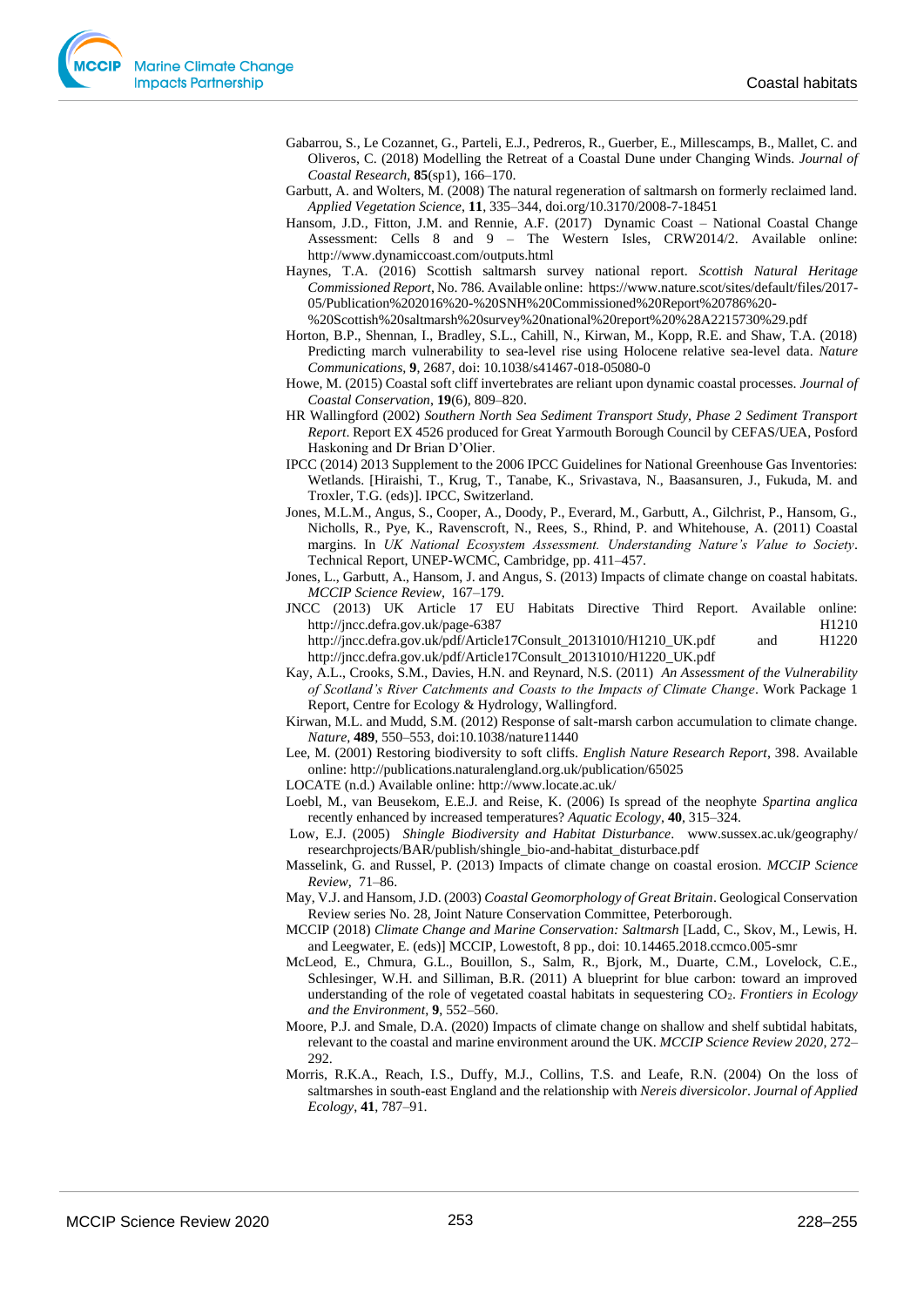Gabarrou, S., Le Cozannet, G., Parteli, E.J., Pedreros, R., Guerber, E., Millescamps, B., Mallet, C. and Oliveros, C. (2018) Modelling the Retreat of a Coastal Dune under Changing Winds. *Journal of Coastal Research*, **85**(sp1), 166–170.

Garbutt, A. and Wolters, M. (2008) The natural regeneration of saltmarsh on formerly reclaimed land. *Applied Vegetation Science*, **11**, 335–344, doi.org/10.3170/2008-7-18451

Hansom, J.D., Fitton, J.M. and Rennie, A.F. (2017) Dynamic Coast – National Coastal Change Assessment: Cells 8 and 9 – The Western Isles, CRW2014/2. Available online: http://www.dynamiccoast.com/outputs.html

Haynes, T.A. (2016) Scottish saltmarsh survey national report. *Scottish Natural Heritage Commissioned Report*, No. 786. Available online: https://www.nature.scot/sites/default/files/2017-05/Publication%202016%20-%20SNH%20Commissioned%20Report%20786%20-%20Scottish%20saltmarsh%20survey%20national%20report%20%28A2215730%29.pdf

Horton, B.P., Shennan, I., Bradley, S.L., Cahill, N., Kirwan, M., Kopp, R.E. and Shaw, T.A. (2018) Predicting march vulnerability to sea-level rise using Holocene relative sea-level data. *Nature Communications*, **9**, 2687, doi: 10.1038/s41467-018-05080-0

Howe, M. (2015) Coastal soft cliff invertebrates are reliant upon dynamic coastal processes. *Journal of Coastal Conservation*, **19**(6), 809–820.

HR Wallingford (2002) *Southern North Sea Sediment Transport Study, Phase 2 Sediment Transport Report*. Report EX 4526 produced for Great Yarmouth Borough Council by CEFAS/UEA, Posford Haskoning and Dr Brian D'Olier.

IPCC (2014) 2013 Supplement to the 2006 IPCC Guidelines for National Greenhouse Gas Inventories: Wetlands. [Hiraishi, T., Krug, T., Tanabe, K., Srivastava, N., Baasansuren, J., Fukuda, M. and Troxler, T.G. (eds)]. IPCC, Switzerland.

Jones, M.L.M., Angus, S., Cooper, A., Doody, P., Everard, M., Garbutt, A., Gilchrist, P., Hansom, G., Nicholls, R., Pye, K., Ravenscroft, N., Rees, S., Rhind, P. and Whitehouse, A. (2011) Coastal margins. In *UK National Ecosystem Assessment. Understanding Nature's Value to Society*. Technical Report, UNEP-WCMC, Cambridge, pp. 411–457.

Jones, L., Garbutt, A., Hansom, J. and Angus, S. (2013) Impacts of climate change on coastal habitats. *MCCIP Science Review*, 167–179.

JNCC (2013) UK Article 17 EU Habitats Directive Third Report. Available online: http://jncc.defra.gov.uk/page-6387 H1210 http://jncc.defra.gov.uk/pdf/Article17Consult_20131010/H1210_UK.pdf and H1220 http://jncc.defra.gov.uk/pdf/Article17Consult_20131010/H1220_UK.pdf

Kay, A.L., Crooks, S.M., Davies, H.N. and Reynard, N.S. (2011) *An Assessment of the Vulnerability of Scotland's River Catchments and Coasts to the Impacts of Climate Change*. Work Package 1 Report, Centre for Ecology & Hydrology, Wallingford.

Kirwan, M.L. and Mudd, S.M. (2012) Response of salt-marsh carbon accumulation to climate change. *Nature*, **489**, 550–553, doi:10.1038/nature11440

Lee, M. (2001) Restoring biodiversity to soft cliffs. *English Nature Research Report*, 398. Available online: http://publications.naturalengland.org.uk/publication/65025

LOCATE (n.d.) Available online: http://www.locate.ac.uk/

Loebl, M., van Beusekom, E.E.J. and Reise, K. (2006) Is spread of the neophyte *Spartina anglica* recently enhanced by increased temperatures? *Aquatic Ecology*, **40**, 315–324.

Low, E.J. (2005) *Shingle Biodiversity and Habitat Disturbance*. www.sussex.ac.uk/geography/researchprojects/BAR/publish/shingle_bio-and-habitat_disturbace.pdf

Masselink, G. and Russel, P. (2013) Impacts of climate change on coastal erosion. *MCCIP Science Review*, 71–86.

May, V.J. and Hansom, J.D. (2003) *Coastal Geomorphology of Great Britain*. Geological Conservation Review series No. 28, Joint Nature Conservation Committee, Peterborough.

MCCIP (2018) *Climate Change and Marine Conservation: Saltmarsh* [Ladd, C., Skov, M., Lewis, H. and Leegwater, E. (eds)] MCCIP, Lowestoft, 8 pp., doi: 10.14465.2018.ccmco.005-smr

McLeod, E., Chmura, G.L., Bouillon, S., Salm, R., Bjork, M., Duarte, C.M., Lovelock, C.E., Schlesinger, W.H. and Silliman, B.R. (2011) A blueprint for blue carbon: toward an improved understanding of the role of vegetated coastal habitats in sequestering $CO_2$. *Frontiers in Ecology and the Environment*, **9**, 552–560.

Moore, P.J. and Smale, D.A. (2020) Impacts of climate change on shallow and shelf subtidal habitats, relevant to the coastal and marine environment around the UK. *MCCIP Science Review 2020*, 272–292.

Morris, R.K.A., Reach, I.S., Duffy, M.J., Collins, T.S. and Leafe, R.N. (2004) On the loss of saltmarshes in south-east England and the relationship with *Nereis diversicolor*. *Journal of Applied Ecology*, **41**, 787–91.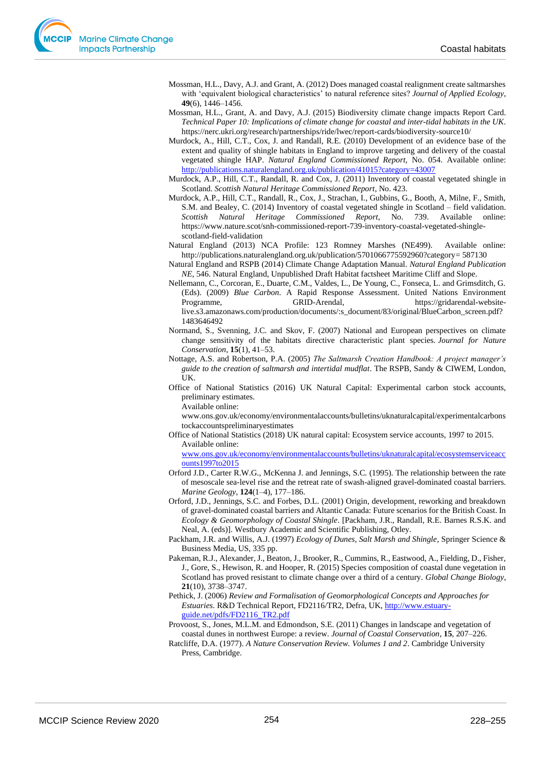Mossman, H.L., Davy, A.J. and Grant, A. (2012) Does managed coastal realignment create saltmarshes with 'equivalent biological characteristics' to natural reference sites? *Journal of Applied Ecology*, **49**(6), 1446–1456.

Mossman, H.L., Grant, A. and Davy, A.J. (2015) Biodiversity climate change impacts Report Card. *Technical Paper 10: Implications of climate change for coastal and inter-tidal habitats in the UK*. https://nerc.ukri.org/research/partnerships/ride/lwec/report-cards/biodiversity-source10/

Murdock, A., Hill, C.T., Cox, J. and Randall, R.E. (2010) Development of an evidence base of the extent and quality of shingle habitats in England to improve targeting and delivery of the coastal vegetated shingle HAP. *Natural England Commissioned Report,* No. 054. Available online: http://publications.naturalengland.org.uk/publication/41015?category=43007

Murdock, A.P., Hill, C.T., Randall, R. and Cox, J. (2011) Inventory of coastal vegetated shingle in Scotland. *Scottish Natural Heritage Commissioned Report*, No. 423.

Murdock, A.P., Hill, C.T., Randall, R., Cox, J., Strachan, I., Gubbins, G., Booth, A, Milne, F., Smith, S.M. and Bealey, C. (2014) Inventory of coastal vegetated shingle in Scotland – field validation. *Scottish Natural Heritage Commissioned Report*, No. 739. Available online: https://www.nature.scot/snh-commissioned-report-739-inventory-coastal-vegetated-shingle-scotland-field-validation

Natural England (2013) NCA Profile: 123 Romney Marshes (NE499). Available online: http://publications.naturalengland.org.uk/publication/5701066775592960?category= 587130

Natural England and RSPB (2014) Climate Change Adaptation Manual. *Natural England Publication NE*, 546. Natural England, Unpublished Draft Habitat factsheet Maritime Cliff and Slope.

Nellemann, C., Corcoran, E., Duarte, C.M., Valdes, L., De Young, C., Fonseca, L. and Grimsditch, G. (Eds). (2009) *Blue Carbon*. A Rapid Response Assessment. United Nations Environment Programme, GRID-Arendal, https://gridarendal-website-live.s3.amazonaws.com/production/documents/:s_document/83/original/BlueCarbon_screen.pdf?1483646492

Normand, S., Svenning, J.C. and Skov, F. (2007) National and European perspectives on climate change sensitivity of the habitats directive characteristic plant species. *Journal for Nature Conservation*, **15**(1), 41–53.

Nottage, A.S. and Robertson, P.A. (2005) *The Saltmarsh Creation Handbook: A project manager's guide to the creation of saltmarsh and intertidal mudflat*. The RSPB, Sandy & CIWEM, London, UK.

Office of National Statistics (2016) UK Natural Capital: Experimental carbon stock accounts, preliminary estimates.
Available online:
www.ons.gov.uk/economy/environmentalaccounts/bulletins/uknaturalcapital/experimentalcarbonstockaccountspreliminaryestimates

Office of National Statistics (2018) UK natural capital: Ecosystem service accounts, 1997 to 2015.
Available online:
www.ons.gov.uk/economy/environmentalaccounts/bulletins/uknaturalcapital/ecosystemserviceaccounts1997to2015

Orford J.D., Carter R.W.G., McKenna J. and Jennings, S.C. (1995). The relationship between the rate of mesoscale sea-level rise and the retreat rate of swash-aligned gravel-dominated coastal barriers. *Marine Geology*, **124**(1–4), 177–186.

Orford, J.D., Jennings, S.C. and Forbes, D.L. (2001) Origin, development, reworking and breakdown of gravel-dominated coastal barriers and Altantic Canada: Future scenarios for the British Coast. In *Ecology & Geomorphology of Coastal Shingle*. [Packham, J.R., Randall, R.E. Barnes R.S.K. and Neal, A. (eds)]. Westbury Academic and Scientific Publishing, Otley.

Packham, J.R. and Willis, A.J. (1997) *Ecology of Dunes, Salt Marsh and Shingle*, Springer Science & Business Media, US, 335 pp.

Pakeman, R.J., Alexander, J., Beaton, J., Brooker, R., Cummins, R., Eastwood, A., Fielding, D., Fisher, J., Gore, S., Hewison, R. and Hooper, R. (2015) Species composition of coastal dune vegetation in Scotland has proved resistant to climate change over a third of a century. *Global Change Biology*, **21**(10), 3738–3747.

Pethick, J. (2006) *Review and Formalisation of Geomorphological Concepts and Approaches for Estuaries*. R&D Technical Report, FD2116/TR2, Defra, UK, http://www.estuary-guide.net/pdfs/FD2116_TR2.pdf

Provoost, S., Jones, M.L.M. and Edmondson, S.E. (2011) Changes in landscape and vegetation of coastal dunes in northwest Europe: a review. *Journal of Coastal Conservation*, **15**, 207–226.

Ratcliffe, D.A. (1977). *A Nature Conservation Review. Volumes 1 and 2*. Cambridge University Press, Cambridge.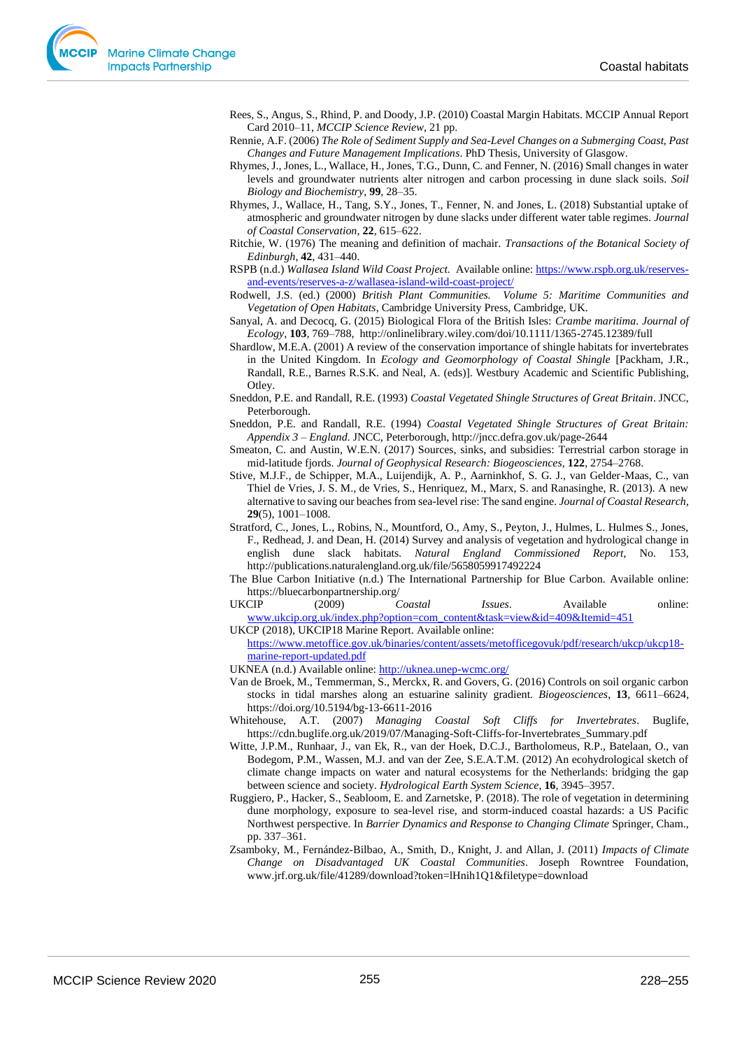Rees, S., Angus, S., Rhind, P. and Doody, J.P. (2010) Coastal Margin Habitats. MCCIP Annual Report Card 2010–11, *MCCIP Science Review*, 21 pp.

Rennie, A.F. (2006) *The Role of Sediment Supply and Sea-Level Changes on a Submerging Coast, Past Changes and Future Management Implications*. PhD Thesis, University of Glasgow.

Rhymes, J., Jones, L., Wallace, H., Jones, T.G., Dunn, C. and Fenner, N. (2016) Small changes in water levels and groundwater nutrients alter nitrogen and carbon processing in dune slack soils. *Soil Biology and Biochemistry*, **99**, 28–35.

Rhymes, J., Wallace, H., Tang, S.Y., Jones, T., Fenner, N. and Jones, L. (2018) Substantial uptake of atmospheric and groundwater nitrogen by dune slacks under different water table regimes. *Journal of Coastal Conservation*, **22**, 615–622.

Ritchie, W. (1976) The meaning and definition of machair. *Transactions of the Botanical Society of Edinburgh*, **42**, 431–440.

RSPB (n.d.) *Wallasea Island Wild Coast Project.* Available online: https://www.rspb.org.uk/reserves-and-events/reserves-a-z/wallasea-island-wild-coast-project/

Rodwell, J.S. (ed.) (2000) *British Plant Communities. Volume 5: Maritime Communities and Vegetation of Open Habitats*, Cambridge University Press, Cambridge, UK.

Sanyal, A. and Decocq, G. (2015) Biological Flora of the British Isles: *Crambe maritima*. *Journal of Ecology*, **103**, 769–788, http://onlinelibrary.wiley.com/doi/10.1111/1365-2745.12389/full

Shardlow, M.E.A. (2001) A review of the conservation importance of shingle habitats for invertebrates in the United Kingdom. In *Ecology and Geomorphology of Coastal Shingle* [Packham, J.R., Randall, R.E., Barnes R.S.K. and Neal, A. (eds)]. Westbury Academic and Scientific Publishing, Otley.

Sneddon, P.E. and Randall, R.E. (1993) *Coastal Vegetated Shingle Structures of Great Britain*. JNCC, Peterborough.

Sneddon, P.E. and Randall, R.E. (1994) *Coastal Vegetated Shingle Structures of Great Britain: Appendix 3 – England*. JNCC, Peterborough, http://jncc.defra.gov.uk/page-2644

Smeaton, C. and Austin, W.E.N. (2017) Sources, sinks, and subsidies: Terrestrial carbon storage in mid-latitude fjords. *Journal of Geophysical Research: Biogeosciences*, **122**, 2754–2768.

Stive, M.J.F., de Schipper, M.A., Luijendijk, A. P., Aarninkhof, S. G. J., van Gelder-Maas, C., van Thiel de Vries, J. S. M., de Vries, S., Henriquez, M., Marx, S. and Ranasinghe, R. (2013). A new alternative to saving our beaches from sea-level rise: The sand engine. *Journal of Coastal Research*, **29**(5), 1001–1008.

Stratford, C., Jones, L., Robins, N., Mountford, O., Amy, S., Peyton, J., Hulmes, L. Hulmes S., Jones, F., Redhead, J. and Dean, H. (2014) Survey and analysis of vegetation and hydrological change in english dune slack habitats. *Natural England Commissioned Report*, No. 153, http://publications.naturalengland.org.uk/file/5658059917492224

The Blue Carbon Initiative (n.d.) The International Partnership for Blue Carbon. Available online: https://bluecarbonpartnership.org/

UKCIP (2009) *Coastal Issues*. Available online: www.ukcip.org.uk/index.php?option=com_content&task=view&id=409&Itemid=451

UKCP (2018), UKCIP18 Marine Report. Available online: https://www.metoffice.gov.uk/binaries/content/assets/metofficegovuk/pdf/research/ukcp/ukcp18-marine-report-updated.pdf

UKNEA (n.d.) Available online: http://uknea.unep-wcmc.org/

Van de Broek, M., Temmerman, S., Merckx, R. and Govers, G. (2016) Controls on soil organic carbon stocks in tidal marshes along an estuarine salinity gradient. *Biogeosciences*, **13**, 6611–6624, https://doi.org/10.5194/bg-13-6611-2016

Whitehouse, A.T. (2007) *Managing Coastal Soft Cliffs for Invertebrates*. Buglife, https://cdn.buglife.org.uk/2019/07/Managing-Soft-Cliffs-for-Invertebrates_Summary.pdf

Witte, J.P.M., Runhaar, J., van Ek, R., van der Hoek, D.C.J., Bartholomeus, R.P., Batelaan, O., van Bodegom, P.M., Wassen, M.J. and van der Zee, S.E.A.T.M. (2012) An ecohydrological sketch of climate change impacts on water and natural ecosystems for the Netherlands: bridging the gap between science and society. *Hydrological Earth System Science*, **16**, 3945–3957.

Ruggiero, P., Hacker, S., Seabloom, E. and Zarnetske, P. (2018). The role of vegetation in determining dune morphology, exposure to sea-level rise, and storm-induced coastal hazards: a US Pacific Northwest perspective. In *Barrier Dynamics and Response to Changing Climate* Springer, Cham., pp. 337–361.

Zsamboky, M., Fernández-Bilbao, A., Smith, D., Knight, J. and Allan, J. (2011) *Impacts of Climate Change on Disadvantaged UK Coastal Communities*. Joseph Rowntree Foundation, www.jrf.org.uk/file/41289/download?token=lHnih1Q1&filetype=download